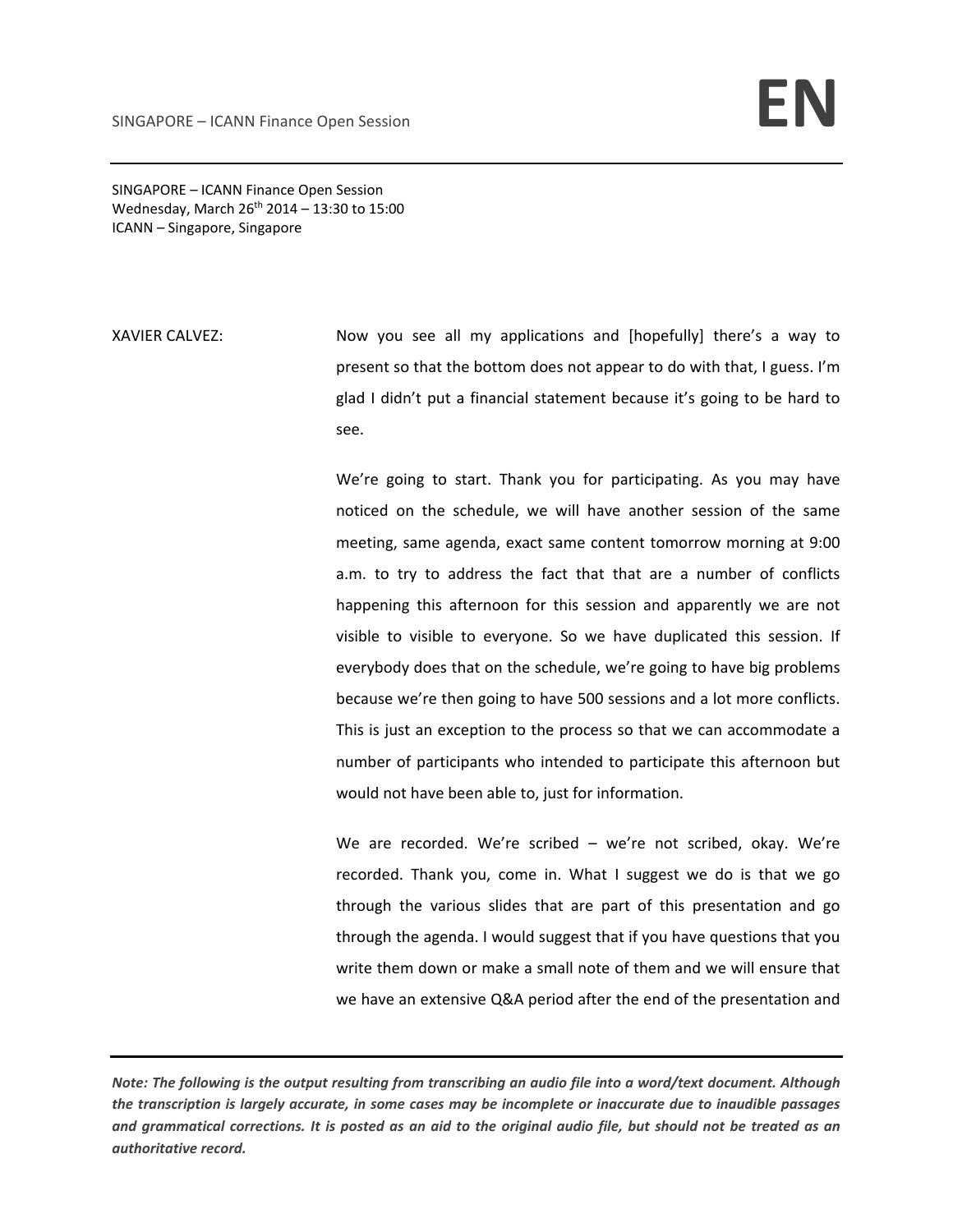SINGAPORE – ICANN Finance Open Session
Wednesday, March 26th 2014 – 13:30 to 15:00
ICANN – Singapore, Singapore

XAVIER CALVEZ: Now you see all my applications and [hopefully] there's a way to present so that the bottom does not appear to do with that, I guess. I'm glad I didn't put a financial statement because it's going to be hard to see.

We're going to start. Thank you for participating. As you may have noticed on the schedule, we will have another session of the same meeting, same agenda, exact same content tomorrow morning at 9:00 a.m. to try to address the fact that that are a number of conflicts happening this afternoon for this session and apparently we are not visible to visible to everyone. So we have duplicated this session. If everybody does that on the schedule, we're going to have big problems because we're then going to have 500 sessions and a lot more conflicts. This is just an exception to the process so that we can accommodate a number of participants who intended to participate this afternoon but would not have been able to, just for information.

We are recorded. We're scribed – we're not scribed, okay. We're recorded. Thank you, come in. What I suggest we do is that we go through the various slides that are part of this presentation and go through the agenda. I would suggest that if you have questions that you write them down or make a small note of them and we will ensure that we have an extensive Q&A period after the end of the presentation and

***Note: The following is the output resulting from transcribing an audio file into a word/text document. Although the transcription is largely accurate, in some cases may be incomplete or inaccurate due to inaudible passages and grammatical corrections. It is posted as an aid to the original audio file, but should not be treated as an authoritative record.***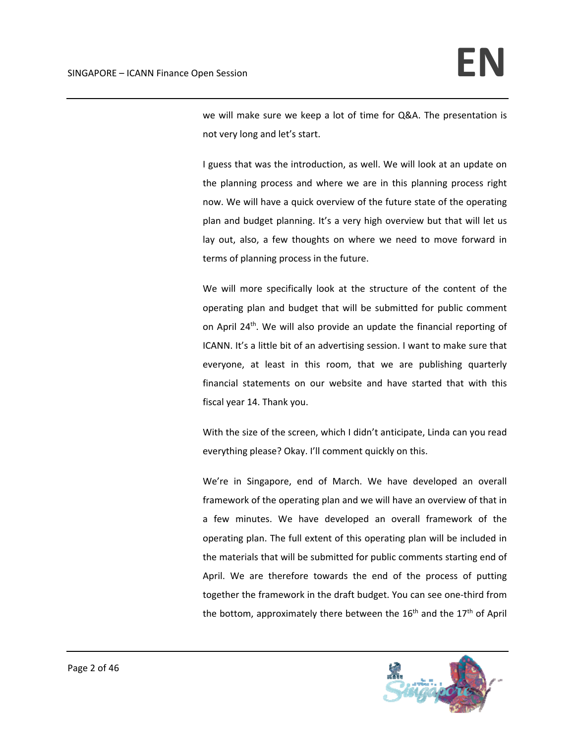we will make sure we keep a lot of time for Q&A. The presentation is not very long and let's start.

I guess that was the introduction, as well. We will look at an update on the planning process and where we are in this planning process right now. We will have a quick overview of the future state of the operating plan and budget planning. It's a very high overview but that will let us lay out, also, a few thoughts on where we need to move forward in terms of planning process in the future.

We will more specifically look at the structure of the content of the operating plan and budget that will be submitted for public comment on April 24th. We will also provide an update the financial reporting of ICANN. It's a little bit of an advertising session. I want to make sure that everyone, at least in this room, that we are publishing quarterly financial statements on our website and have started that with this fiscal year 14. Thank you.

With the size of the screen, which I didn't anticipate, Linda can you read everything please? Okay. I'll comment quickly on this.

We're in Singapore, end of March. We have developed an overall framework of the operating plan and we will have an overview of that in a few minutes. We have developed an overall framework of the operating plan. The full extent of this operating plan will be included in the materials that will be submitted for public comments starting end of April. We are therefore towards the end of the process of putting together the framework in the draft budget. You can see one-third from the bottom, approximately there between the 16th and the 17th of April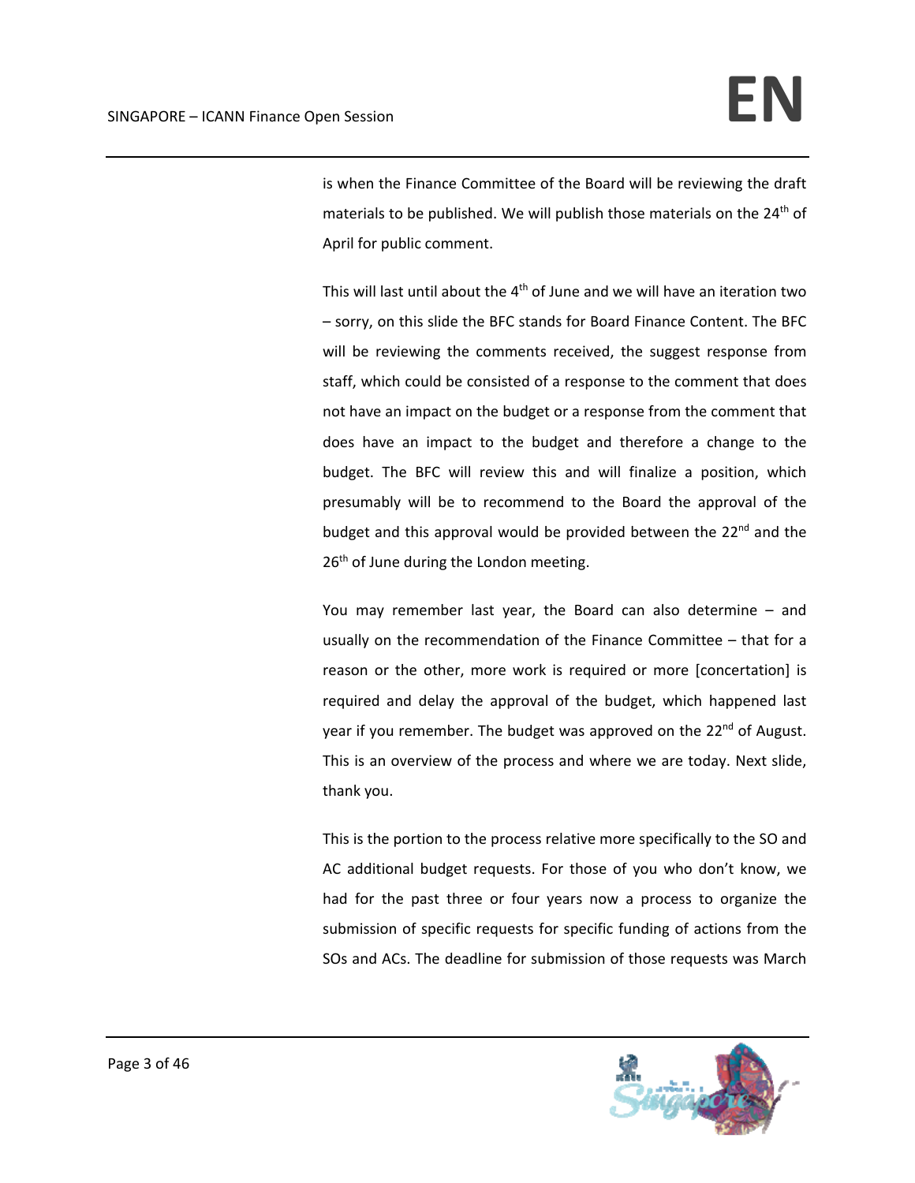is when the Finance Committee of the Board will be reviewing the draft materials to be published. We will publish those materials on the 24th of April for public comment.

This will last until about the 4th of June and we will have an iteration two – sorry, on this slide the BFC stands for Board Finance Content. The BFC will be reviewing the comments received, the suggest response from staff, which could be consisted of a response to the comment that does not have an impact on the budget or a response from the comment that does have an impact to the budget and therefore a change to the budget. The BFC will review this and will finalize a position, which presumably will be to recommend to the Board the approval of the budget and this approval would be provided between the 22nd and the 26th of June during the London meeting.

You may remember last year, the Board can also determine – and usually on the recommendation of the Finance Committee – that for a reason or the other, more work is required or more [concertation] is required and delay the approval of the budget, which happened last year if you remember. The budget was approved on the 22nd of August. This is an overview of the process and where we are today. Next slide, thank you.

This is the portion to the process relative more specifically to the SO and AC additional budget requests. For those of you who don't know, we had for the past three or four years now a process to organize the submission of specific requests for specific funding of actions from the SOs and ACs. The deadline for submission of those requests was March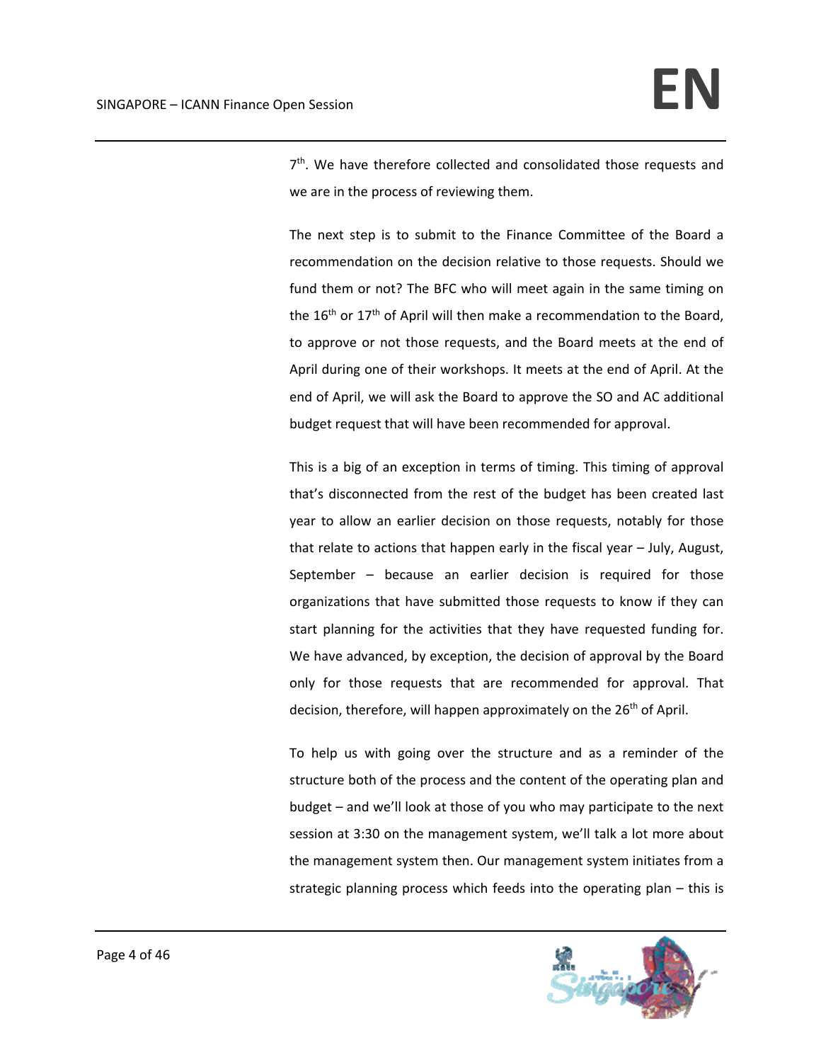7th. We have therefore collected and consolidated those requests and we are in the process of reviewing them.

The next step is to submit to the Finance Committee of the Board a recommendation on the decision relative to those requests. Should we fund them or not? The BFC who will meet again in the same timing on the 16th or 17th of April will then make a recommendation to the Board, to approve or not those requests, and the Board meets at the end of April during one of their workshops. It meets at the end of April. At the end of April, we will ask the Board to approve the SO and AC additional budget request that will have been recommended for approval.

This is a big of an exception in terms of timing. This timing of approval that's disconnected from the rest of the budget has been created last year to allow an earlier decision on those requests, notably for those that relate to actions that happen early in the fiscal year – July, August, September – because an earlier decision is required for those organizations that have submitted those requests to know if they can start planning for the activities that they have requested funding for. We have advanced, by exception, the decision of approval by the Board only for those requests that are recommended for approval. That decision, therefore, will happen approximately on the 26th of April.

To help us with going over the structure and as a reminder of the structure both of the process and the content of the operating plan and budget – and we'll look at those of you who may participate to the next session at 3:30 on the management system, we'll talk a lot more about the management system then. Our management system initiates from a strategic planning process which feeds into the operating plan – this is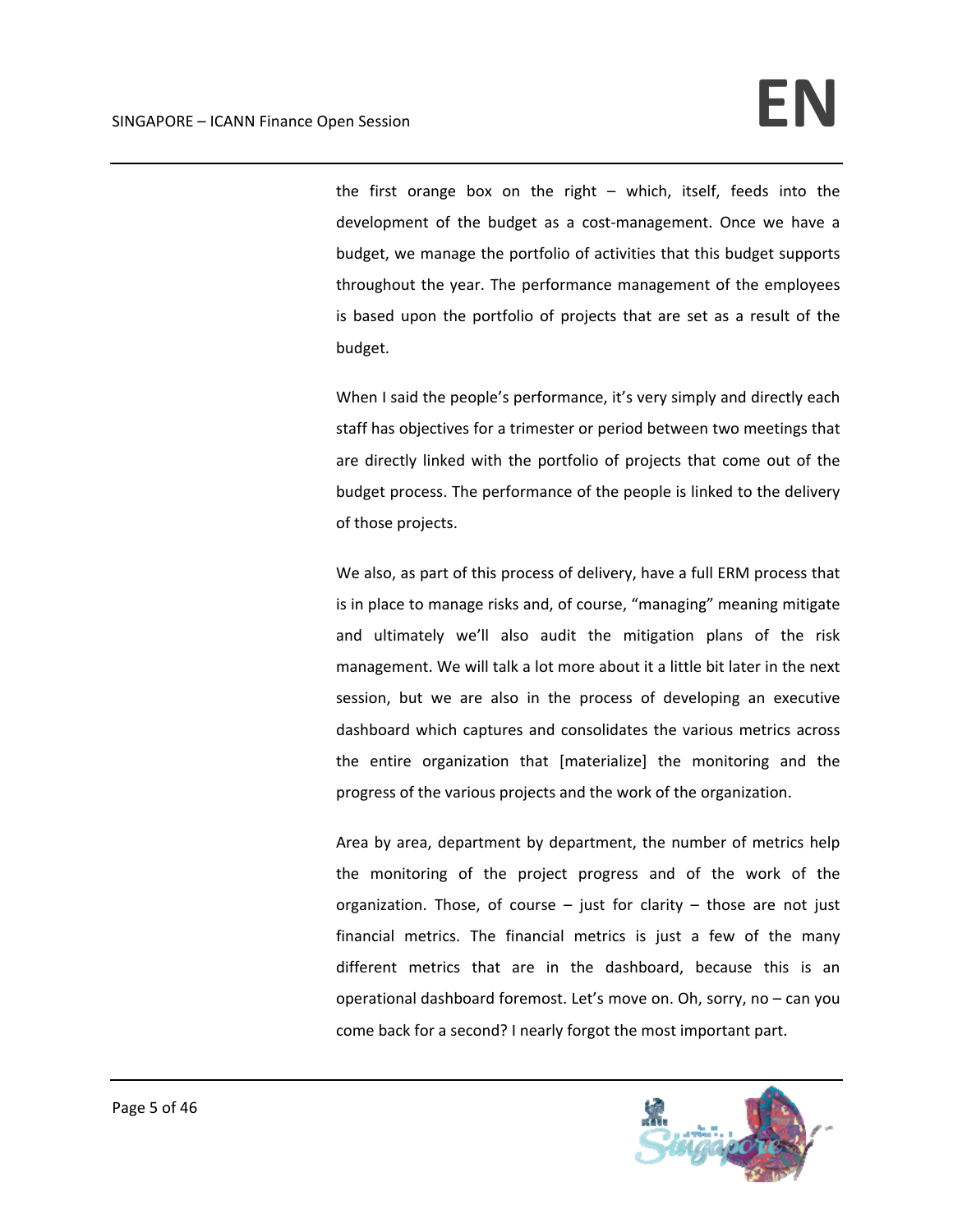the first orange box on the right – which, itself, feeds into the development of the budget as a cost-management. Once we have a budget, we manage the portfolio of activities that this budget supports throughout the year. The performance management of the employees is based upon the portfolio of projects that are set as a result of the budget.

When I said the people's performance, it's very simply and directly each staff has objectives for a trimester or period between two meetings that are directly linked with the portfolio of projects that come out of the budget process. The performance of the people is linked to the delivery of those projects.

We also, as part of this process of delivery, have a full ERM process that is in place to manage risks and, of course, "managing" meaning mitigate and ultimately we'll also audit the mitigation plans of the risk management. We will talk a lot more about it a little bit later in the next session, but we are also in the process of developing an executive dashboard which captures and consolidates the various metrics across the entire organization that [materialize] the monitoring and the progress of the various projects and the work of the organization.

Area by area, department by department, the number of metrics help the monitoring of the project progress and of the work of the organization. Those, of course – just for clarity – those are not just financial metrics. The financial metrics is just a few of the many different metrics that are in the dashboard, because this is an operational dashboard foremost. Let's move on. Oh, sorry, no – can you come back for a second? I nearly forgot the most important part.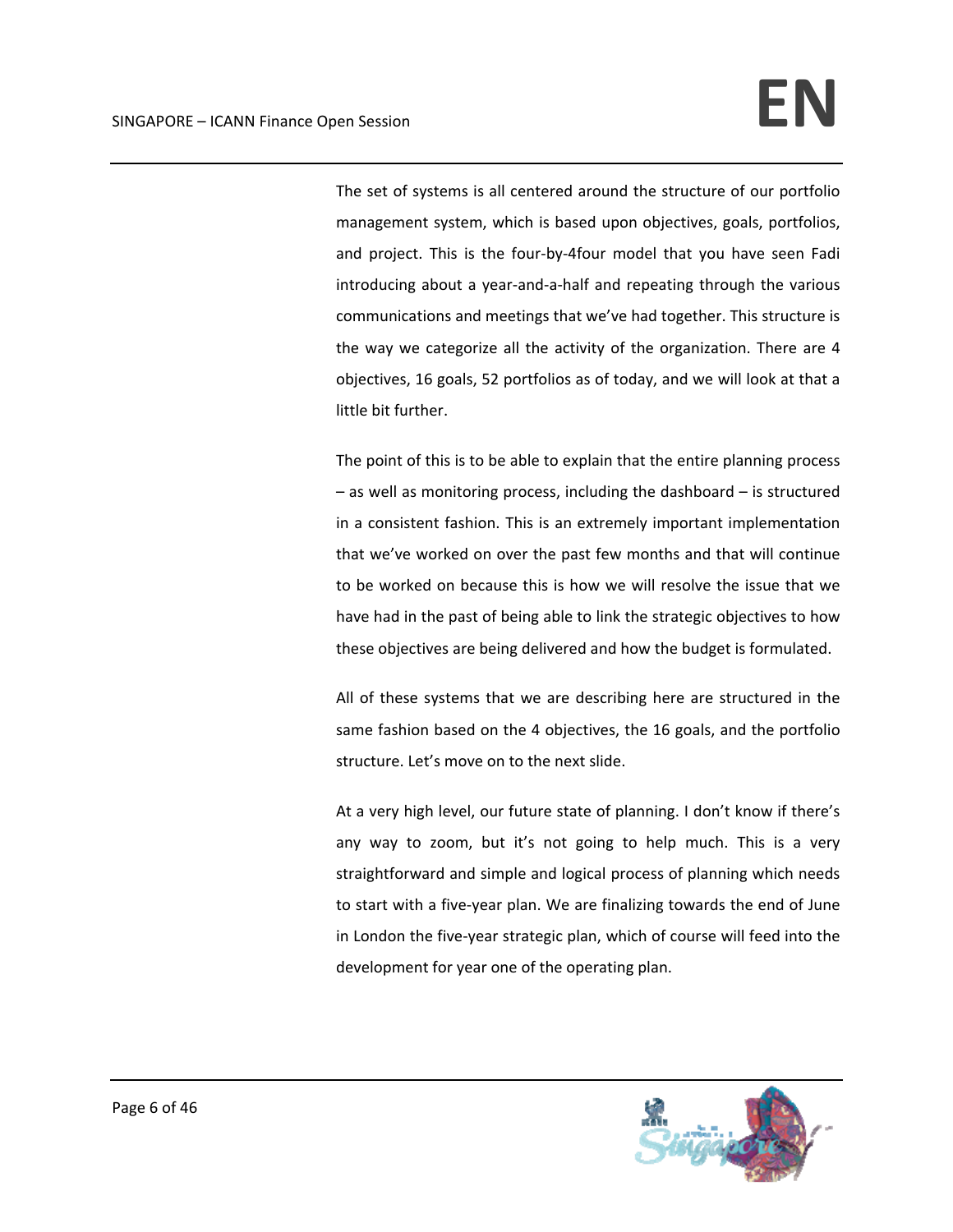The set of systems is all centered around the structure of our portfolio management system, which is based upon objectives, goals, portfolios, and project. This is the four-by-4four model that you have seen Fadi introducing about a year-and-a-half and repeating through the various communications and meetings that we've had together. This structure is the way we categorize all the activity of the organization. There are 4 objectives, 16 goals, 52 portfolios as of today, and we will look at that a little bit further.

The point of this is to be able to explain that the entire planning process – as well as monitoring process, including the dashboard – is structured in a consistent fashion. This is an extremely important implementation that we've worked on over the past few months and that will continue to be worked on because this is how we will resolve the issue that we have had in the past of being able to link the strategic objectives to how these objectives are being delivered and how the budget is formulated.

All of these systems that we are describing here are structured in the same fashion based on the 4 objectives, the 16 goals, and the portfolio structure. Let's move on to the next slide.

At a very high level, our future state of planning. I don't know if there's any way to zoom, but it's not going to help much. This is a very straightforward and simple and logical process of planning which needs to start with a five-year plan. We are finalizing towards the end of June in London the five-year strategic plan, which of course will feed into the development for year one of the operating plan.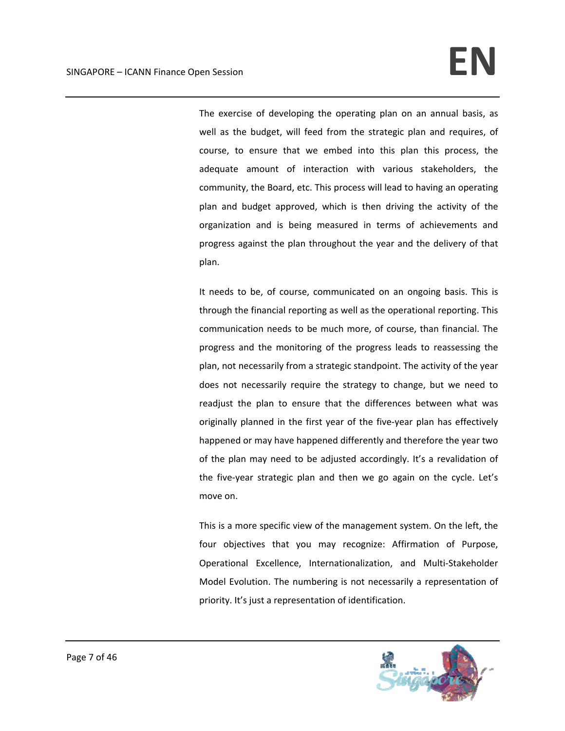The exercise of developing the operating plan on an annual basis, as well as the budget, will feed from the strategic plan and requires, of course, to ensure that we embed into this plan this process, the adequate amount of interaction with various stakeholders, the community, the Board, etc. This process will lead to having an operating plan and budget approved, which is then driving the activity of the organization and is being measured in terms of achievements and progress against the plan throughout the year and the delivery of that plan.

It needs to be, of course, communicated on an ongoing basis. This is through the financial reporting as well as the operational reporting. This communication needs to be much more, of course, than financial. The progress and the monitoring of the progress leads to reassessing the plan, not necessarily from a strategic standpoint. The activity of the year does not necessarily require the strategy to change, but we need to readjust the plan to ensure that the differences between what was originally planned in the first year of the five-year plan has effectively happened or may have happened differently and therefore the year two of the plan may need to be adjusted accordingly. It's a revalidation of the five-year strategic plan and then we go again on the cycle. Let's move on.

This is a more specific view of the management system. On the left, the four objectives that you may recognize: Affirmation of Purpose, Operational Excellence, Internationalization, and Multi-Stakeholder Model Evolution. The numbering is not necessarily a representation of priority. It's just a representation of identification.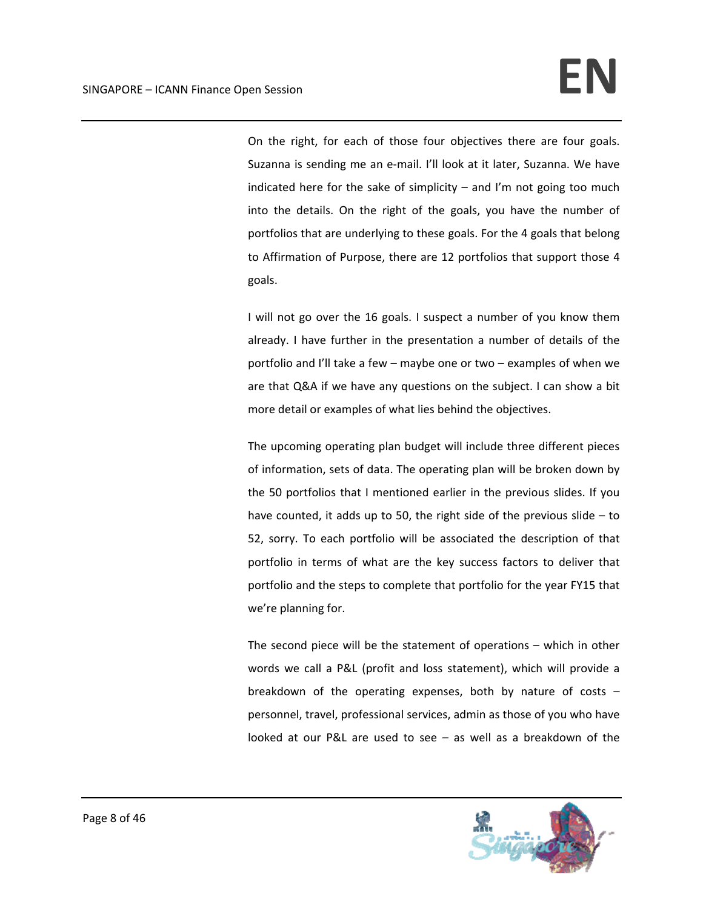On the right, for each of those four objectives there are four goals. Suzanna is sending me an e-mail. I'll look at it later, Suzanna. We have indicated here for the sake of simplicity – and I'm not going too much into the details. On the right of the goals, you have the number of portfolios that are underlying to these goals. For the 4 goals that belong to Affirmation of Purpose, there are 12 portfolios that support those 4 goals.

I will not go over the 16 goals. I suspect a number of you know them already. I have further in the presentation a number of details of the portfolio and I'll take a few – maybe one or two – examples of when we are that Q&A if we have any questions on the subject. I can show a bit more detail or examples of what lies behind the objectives.

The upcoming operating plan budget will include three different pieces of information, sets of data. The operating plan will be broken down by the 50 portfolios that I mentioned earlier in the previous slides. If you have counted, it adds up to 50, the right side of the previous slide – to 52, sorry. To each portfolio will be associated the description of that portfolio in terms of what are the key success factors to deliver that portfolio and the steps to complete that portfolio for the year FY15 that we're planning for.

The second piece will be the statement of operations – which in other words we call a P&L (profit and loss statement), which will provide a breakdown of the operating expenses, both by nature of costs – personnel, travel, professional services, admin as those of you who have looked at our P&L are used to see – as well as a breakdown of the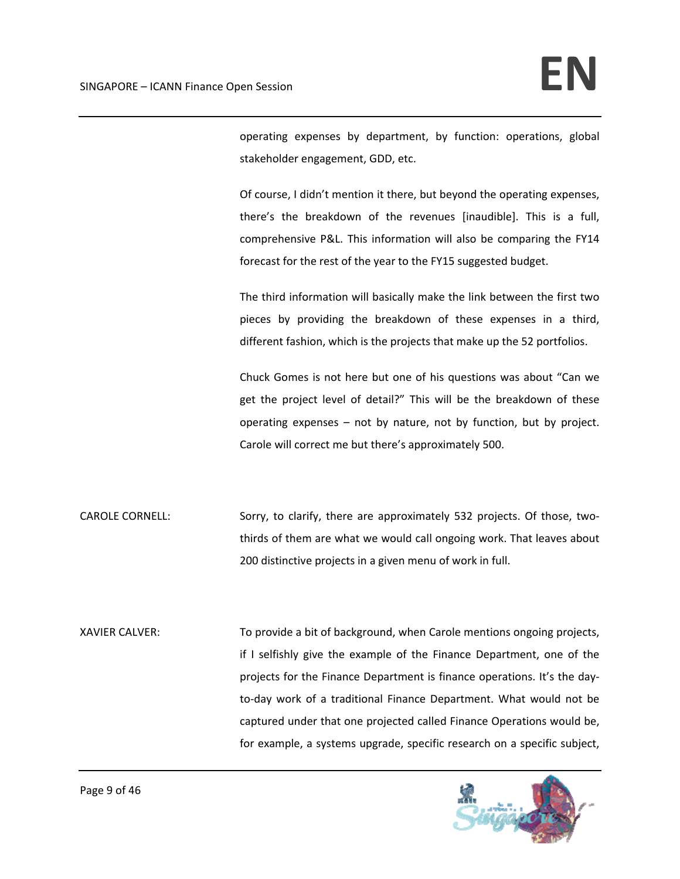operating expenses by department, by function: operations, global stakeholder engagement, GDD, etc.

Of course, I didn't mention it there, but beyond the operating expenses, there's the breakdown of the revenues [inaudible]. This is a full, comprehensive P&L. This information will also be comparing the FY14 forecast for the rest of the year to the FY15 suggested budget.

The third information will basically make the link between the first two pieces by providing the breakdown of these expenses in a third, different fashion, which is the projects that make up the 52 portfolios.

Chuck Gomes is not here but one of his questions was about "Can we get the project level of detail?" This will be the breakdown of these operating expenses – not by nature, not by function, but by project. Carole will correct me but there's approximately 500.

CAROLE CORNELL: Sorry, to clarify, there are approximately 532 projects. Of those, two-thirds of them are what we would call ongoing work. That leaves about 200 distinctive projects in a given menu of work in full.

XAVIER CALVER: To provide a bit of background, when Carole mentions ongoing projects, if I selfishly give the example of the Finance Department, one of the projects for the Finance Department is finance operations. It's the day-to-day work of a traditional Finance Department. What would not be captured under that one projected called Finance Operations would be, for example, a systems upgrade, specific research on a specific subject,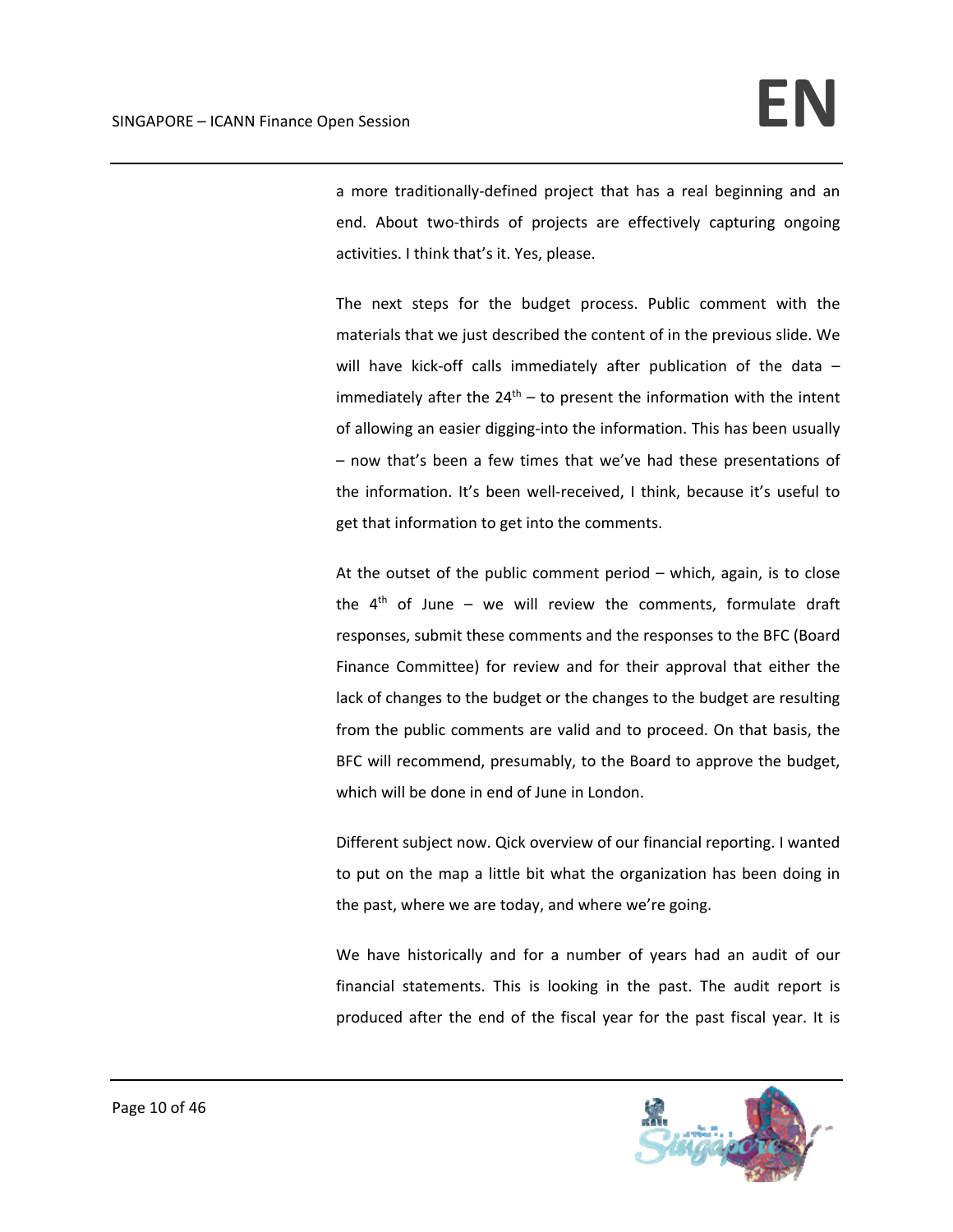a more traditionally-defined project that has a real beginning and an end. About two-thirds of projects are effectively capturing ongoing activities. I think that's it. Yes, please.

The next steps for the budget process. Public comment with the materials that we just described the content of in the previous slide. We will have kick-off calls immediately after publication of the data – immediately after the 24th – to present the information with the intent of allowing an easier digging-into the information. This has been usually – now that's been a few times that we've had these presentations of the information. It's been well-received, I think, because it's useful to get that information to get into the comments.

At the outset of the public comment period – which, again, is to close the 4th of June – we will review the comments, formulate draft responses, submit these comments and the responses to the BFC (Board Finance Committee) for review and for their approval that either the lack of changes to the budget or the changes to the budget are resulting from the public comments are valid and to proceed. On that basis, the BFC will recommend, presumably, to the Board to approve the budget, which will be done in end of June in London.

Different subject now. Qick overview of our financial reporting. I wanted to put on the map a little bit what the organization has been doing in the past, where we are today, and where we're going.

We have historically and for a number of years had an audit of our financial statements. This is looking in the past. The audit report is produced after the end of the fiscal year for the past fiscal year. It is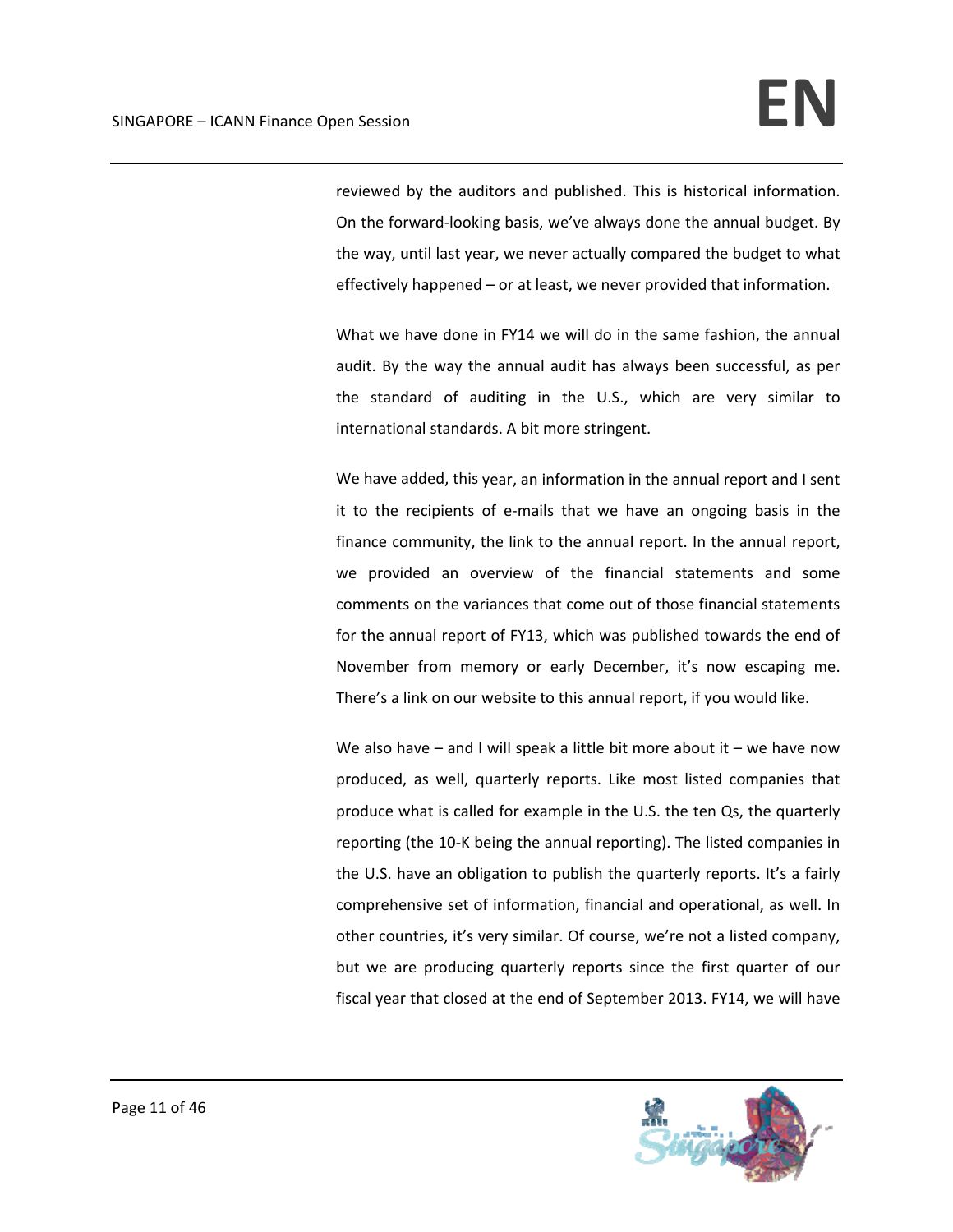reviewed by the auditors and published. This is historical information. On the forward-looking basis, we've always done the annual budget. By the way, until last year, we never actually compared the budget to what effectively happened – or at least, we never provided that information.

What we have done in FY14 we will do in the same fashion, the annual audit. By the way the annual audit has always been successful, as per the standard of auditing in the U.S., which are very similar to international standards. A bit more stringent.

We have added, this year, an information in the annual report and I sent it to the recipients of e-mails that we have an ongoing basis in the finance community, the link to the annual report. In the annual report, we provided an overview of the financial statements and some comments on the variances that come out of those financial statements for the annual report of FY13, which was published towards the end of November from memory or early December, it's now escaping me. There's a link on our website to this annual report, if you would like.

We also have – and I will speak a little bit more about it – we have now produced, as well, quarterly reports. Like most listed companies that produce what is called for example in the U.S. the ten Qs, the quarterly reporting (the 10-K being the annual reporting). The listed companies in the U.S. have an obligation to publish the quarterly reports. It's a fairly comprehensive set of information, financial and operational, as well. In other countries, it's very similar. Of course, we're not a listed company, but we are producing quarterly reports since the first quarter of our fiscal year that closed at the end of September 2013. FY14, we will have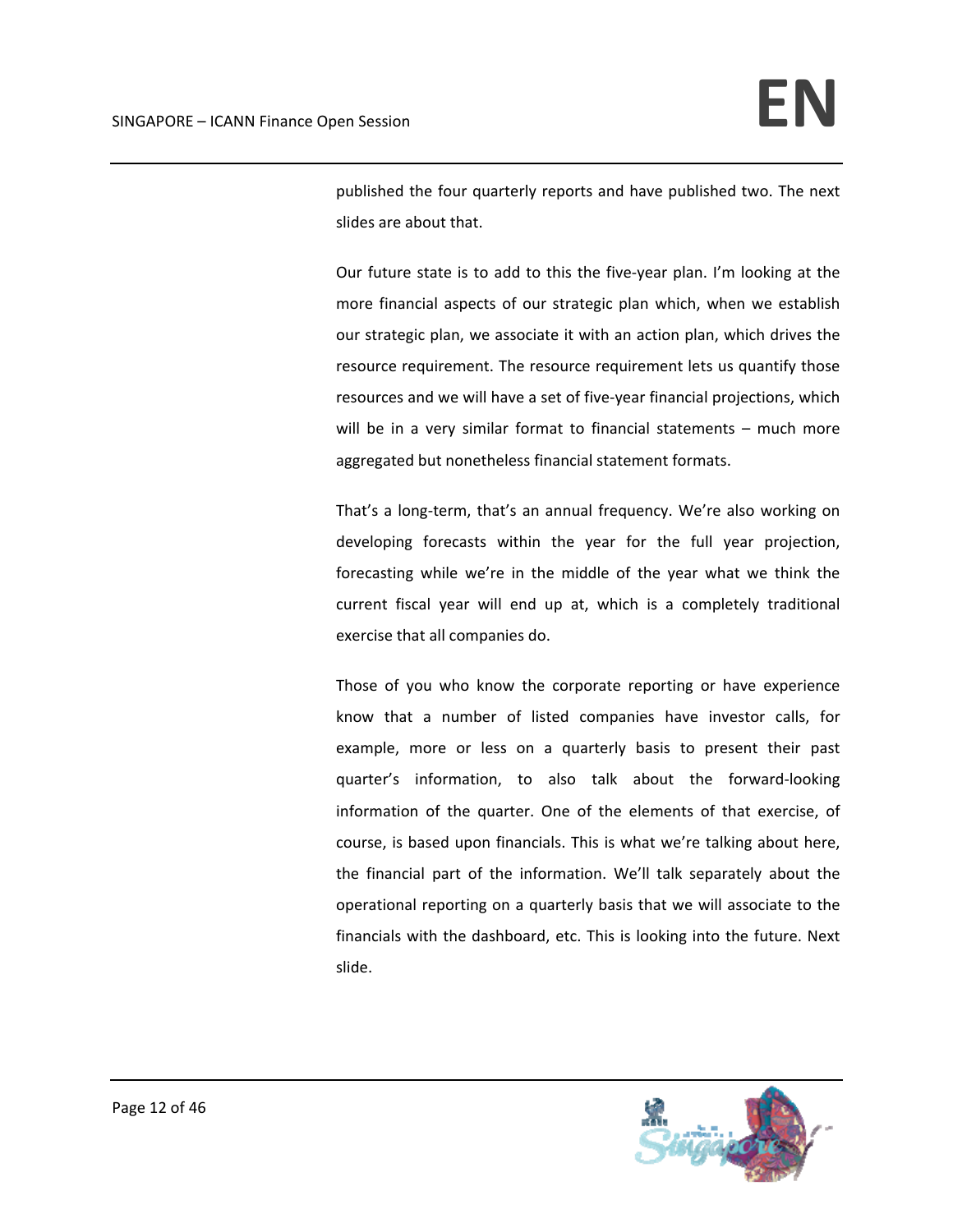published the four quarterly reports and have published two. The next slides are about that.

Our future state is to add to this the five-year plan. I'm looking at the more financial aspects of our strategic plan which, when we establish our strategic plan, we associate it with an action plan, which drives the resource requirement. The resource requirement lets us quantify those resources and we will have a set of five-year financial projections, which will be in a very similar format to financial statements – much more aggregated but nonetheless financial statement formats.

That's a long-term, that's an annual frequency. We're also working on developing forecasts within the year for the full year projection, forecasting while we're in the middle of the year what we think the current fiscal year will end up at, which is a completely traditional exercise that all companies do.

Those of you who know the corporate reporting or have experience know that a number of listed companies have investor calls, for example, more or less on a quarterly basis to present their past quarter's information, to also talk about the forward-looking information of the quarter. One of the elements of that exercise, of course, is based upon financials. This is what we're talking about here, the financial part of the information. We'll talk separately about the operational reporting on a quarterly basis that we will associate to the financials with the dashboard, etc. This is looking into the future. Next slide.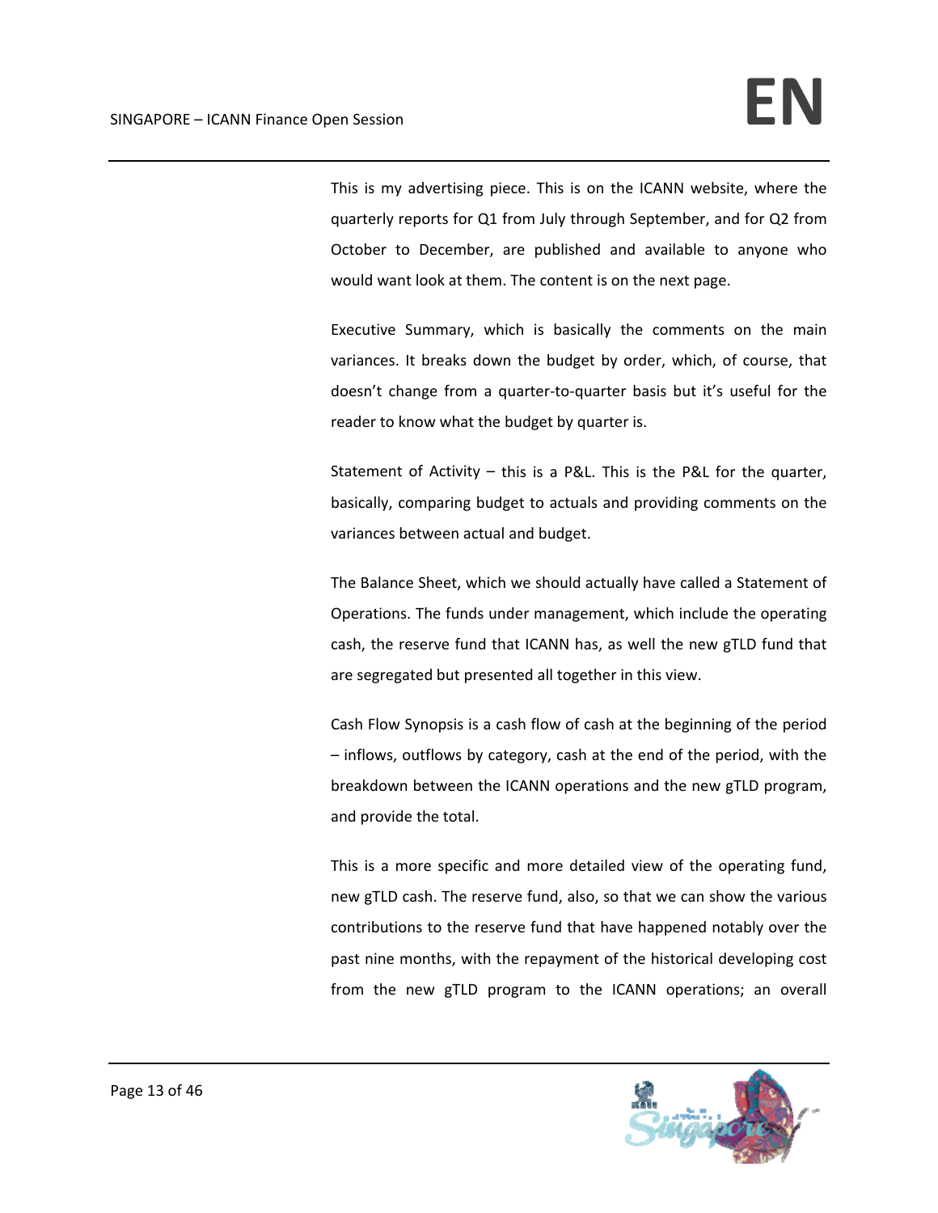This is my advertising piece. This is on the ICANN website, where the quarterly reports for Q1 from July through September, and for Q2 from October to December, are published and available to anyone who would want look at them. The content is on the next page.

Executive Summary, which is basically the comments on the main variances. It breaks down the budget by order, which, of course, that doesn't change from a quarter-to-quarter basis but it's useful for the reader to know what the budget by quarter is.

Statement of Activity – this is a P&L. This is the P&L for the quarter, basically, comparing budget to actuals and providing comments on the variances between actual and budget.

The Balance Sheet, which we should actually have called a Statement of Operations. The funds under management, which include the operating cash, the reserve fund that ICANN has, as well the new gTLD fund that are segregated but presented all together in this view.

Cash Flow Synopsis is a cash flow of cash at the beginning of the period – inflows, outflows by category, cash at the end of the period, with the breakdown between the ICANN operations and the new gTLD program, and provide the total.

This is a more specific and more detailed view of the operating fund, new gTLD cash. The reserve fund, also, so that we can show the various contributions to the reserve fund that have happened notably over the past nine months, with the repayment of the historical developing cost from the new gTLD program to the ICANN operations; an overall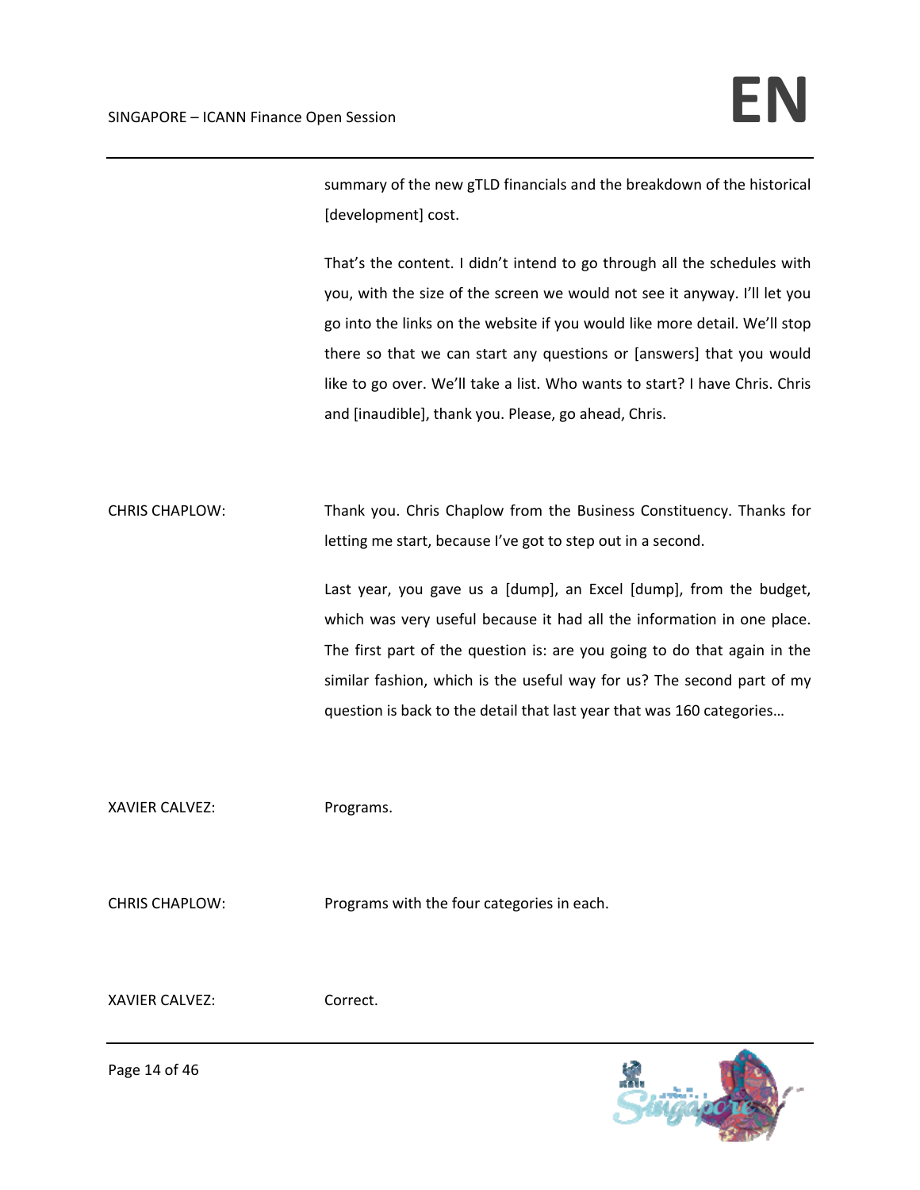summary of the new gTLD financials and the breakdown of the historical [development] cost.

That's the content. I didn't intend to go through all the schedules with you, with the size of the screen we would not see it anyway. I'll let you go into the links on the website if you would like more detail. We'll stop there so that we can start any questions or [answers] that you would like to go over. We'll take a list. Who wants to start? I have Chris. Chris and [inaudible], thank you. Please, go ahead, Chris.

CHRIS CHAPLOW: Thank you. Chris Chaplow from the Business Constituency. Thanks for letting me start, because I've got to step out in a second.

Last year, you gave us a [dump], an Excel [dump], from the budget, which was very useful because it had all the information in one place. The first part of the question is: are you going to do that again in the similar fashion, which is the useful way for us? The second part of my question is back to the detail that last year that was 160 categories…

XAVIER CALVEZ: Programs.

CHRIS CHAPLOW: Programs with the four categories in each.

XAVIER CALVEZ: Correct.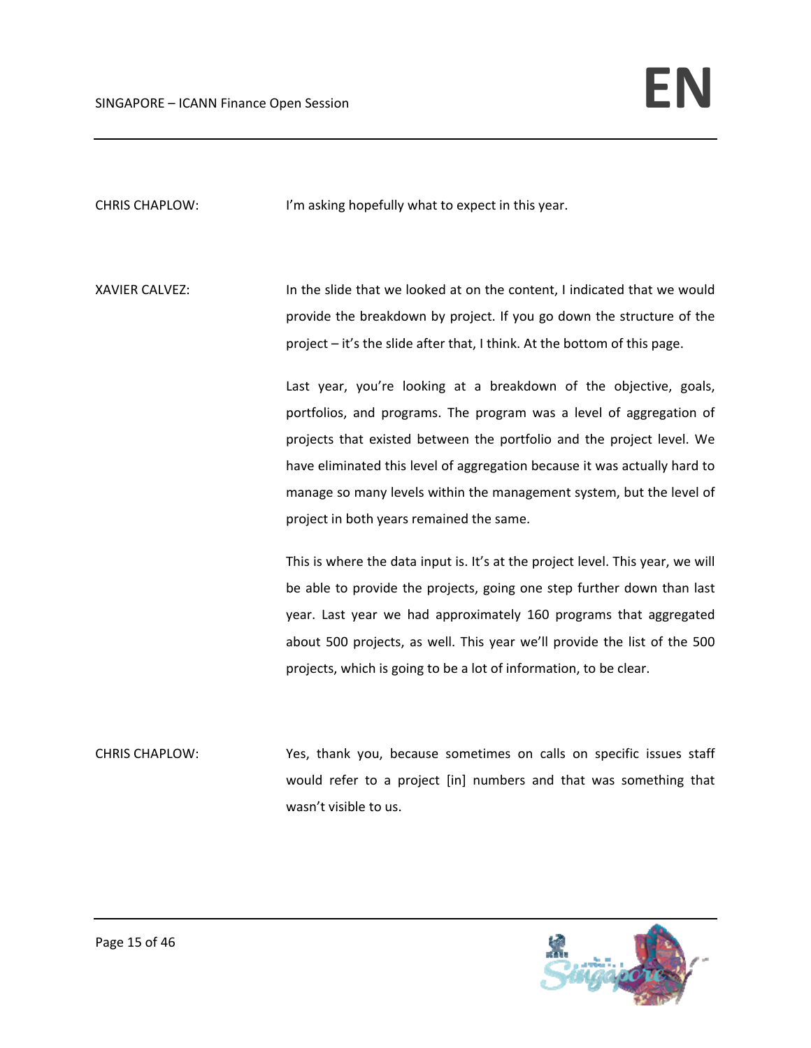CHRIS CHAPLOW: I'm asking hopefully what to expect in this year.

XAVIER CALVEZ: In the slide that we looked at on the content, I indicated that we would provide the breakdown by project. If you go down the structure of the project – it's the slide after that, I think. At the bottom of this page.

Last year, you're looking at a breakdown of the objective, goals, portfolios, and programs. The program was a level of aggregation of projects that existed between the portfolio and the project level. We have eliminated this level of aggregation because it was actually hard to manage so many levels within the management system, but the level of project in both years remained the same.

This is where the data input is. It's at the project level. This year, we will be able to provide the projects, going one step further down than last year. Last year we had approximately 160 programs that aggregated about 500 projects, as well. This year we'll provide the list of the 500 projects, which is going to be a lot of information, to be clear.

CHRIS CHAPLOW: Yes, thank you, because sometimes on calls on specific issues staff would refer to a project [in] numbers and that was something that wasn't visible to us.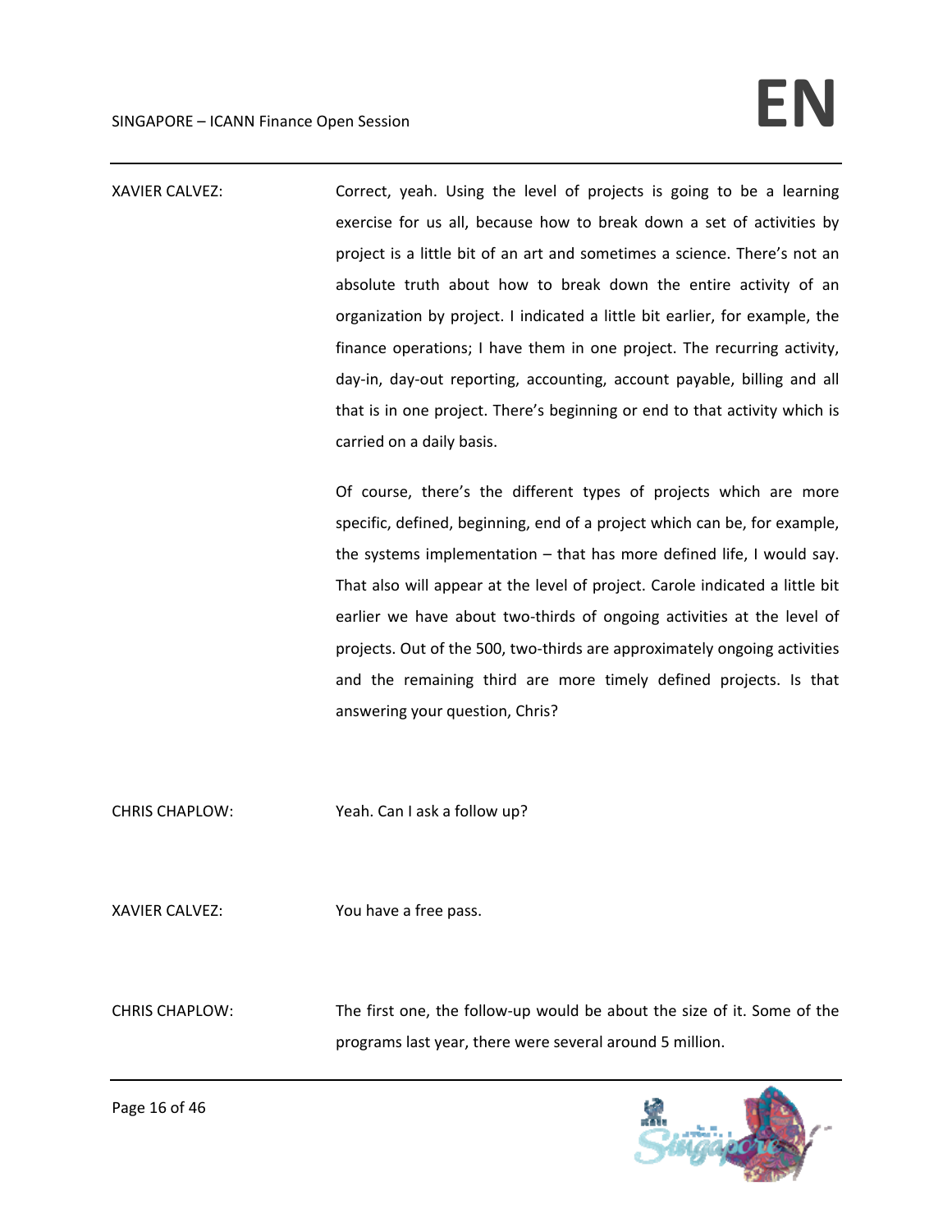XAVIER CALVEZ: Correct, yeah. Using the level of projects is going to be a learning exercise for us all, because how to break down a set of activities by project is a little bit of an art and sometimes a science. There's not an absolute truth about how to break down the entire activity of an organization by project. I indicated a little bit earlier, for example, the finance operations; I have them in one project. The recurring activity, day-in, day-out reporting, accounting, account payable, billing and all that is in one project. There's beginning or end to that activity which is carried on a daily basis.

Of course, there's the different types of projects which are more specific, defined, beginning, end of a project which can be, for example, the systems implementation – that has more defined life, I would say. That also will appear at the level of project. Carole indicated a little bit earlier we have about two-thirds of ongoing activities at the level of projects. Out of the 500, two-thirds are approximately ongoing activities and the remaining third are more timely defined projects. Is that answering your question, Chris?

CHRIS CHAPLOW: Yeah. Can I ask a follow up?

XAVIER CALVEZ: You have a free pass.

CHRIS CHAPLOW: The first one, the follow-up would be about the size of it. Some of the programs last year, there were several around 5 million.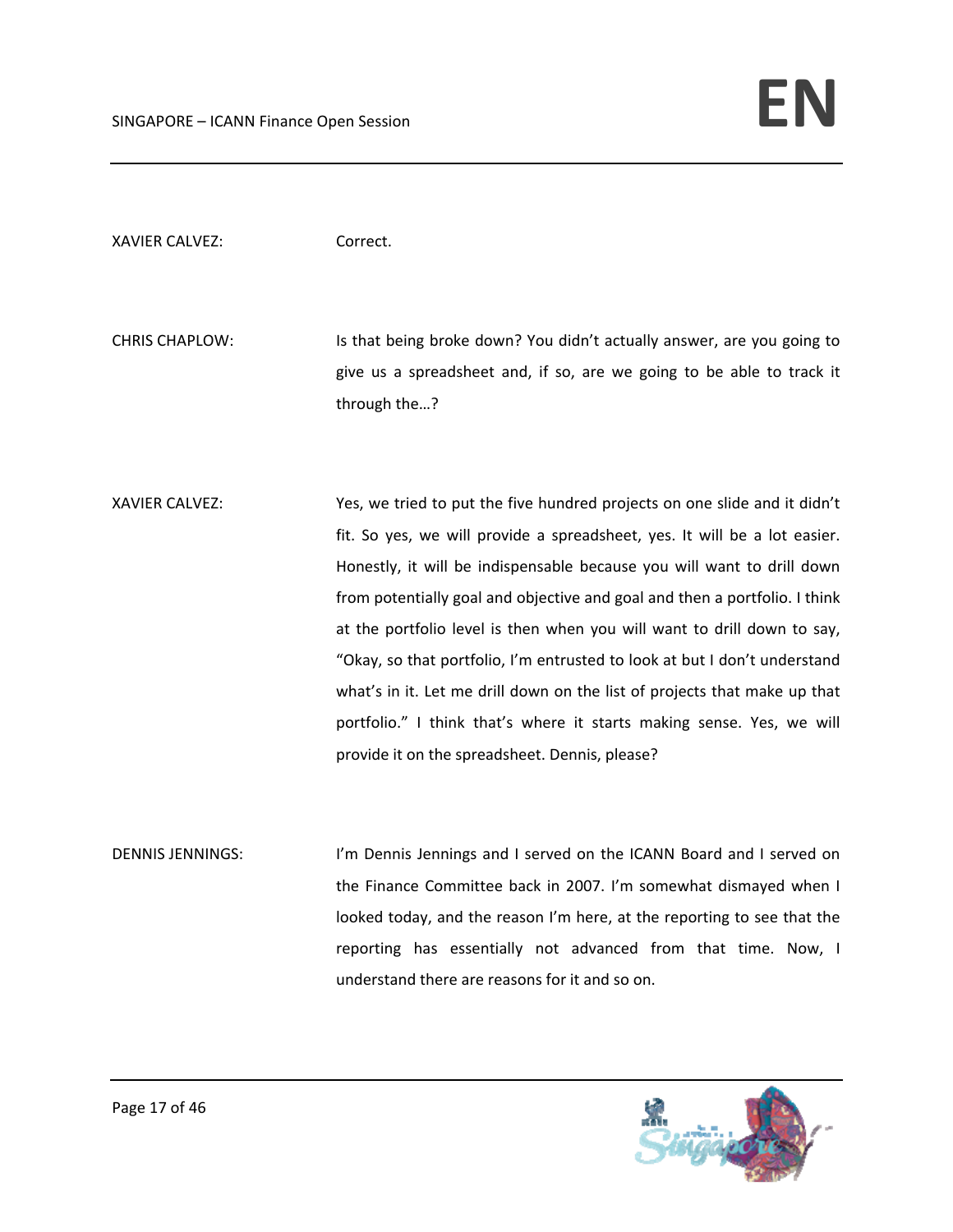XAVIER CALVEZ: Correct.

CHRIS CHAPLOW: Is that being broke down? You didn't actually answer, are you going to give us a spreadsheet and, if so, are we going to be able to track it through the…?

XAVIER CALVEZ: Yes, we tried to put the five hundred projects on one slide and it didn't fit. So yes, we will provide a spreadsheet, yes. It will be a lot easier. Honestly, it will be indispensable because you will want to drill down from potentially goal and objective and goal and then a portfolio. I think at the portfolio level is then when you will want to drill down to say, "Okay, so that portfolio, I'm entrusted to look at but I don't understand what's in it. Let me drill down on the list of projects that make up that portfolio." I think that's where it starts making sense. Yes, we will provide it on the spreadsheet. Dennis, please?

DENNIS JENNINGS: I'm Dennis Jennings and I served on the ICANN Board and I served on the Finance Committee back in 2007. I'm somewhat dismayed when I looked today, and the reason I'm here, at the reporting to see that the reporting has essentially not advanced from that time. Now, I understand there are reasons for it and so on.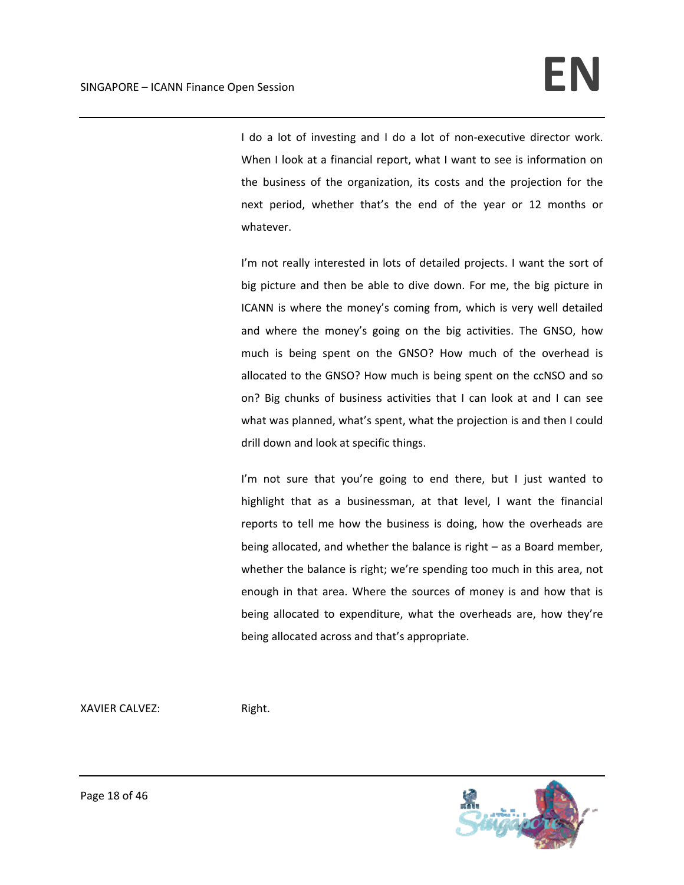I do a lot of investing and I do a lot of non-executive director work. When I look at a financial report, what I want to see is information on the business of the organization, its costs and the projection for the next period, whether that's the end of the year or 12 months or whatever.

I'm not really interested in lots of detailed projects. I want the sort of big picture and then be able to dive down. For me, the big picture in ICANN is where the money's coming from, which is very well detailed and where the money's going on the big activities. The GNSO, how much is being spent on the GNSO? How much of the overhead is allocated to the GNSO? How much is being spent on the ccNSO and so on? Big chunks of business activities that I can look at and I can see what was planned, what's spent, what the projection is and then I could drill down and look at specific things.

I'm not sure that you're going to end there, but I just wanted to highlight that as a businessman, at that level, I want the financial reports to tell me how the business is doing, how the overheads are being allocated, and whether the balance is right – as a Board member, whether the balance is right; we're spending too much in this area, not enough in that area. Where the sources of money is and how that is being allocated to expenditure, what the overheads are, how they're being allocated across and that's appropriate.

XAVIER CALVEZ: Right.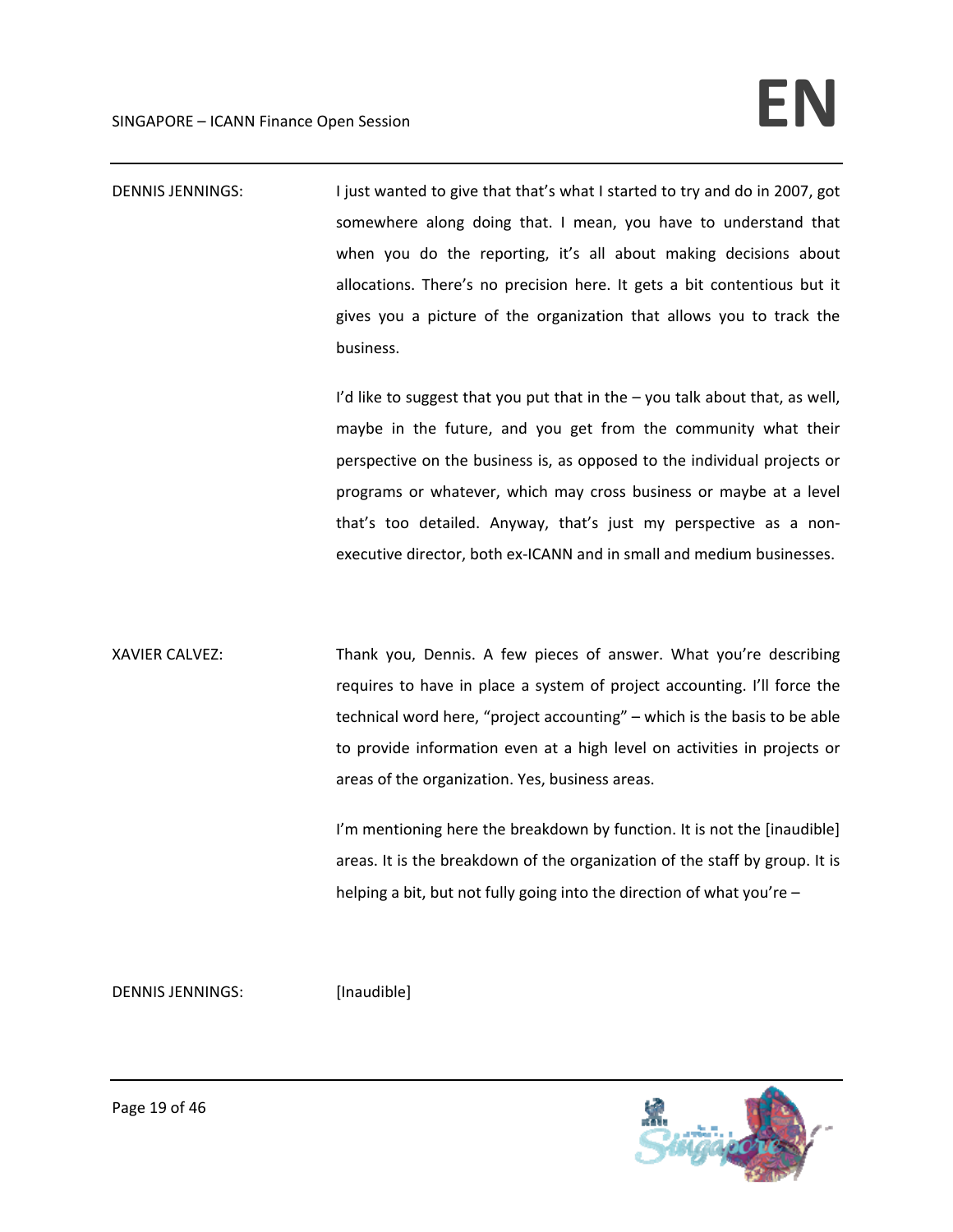DENNIS JENNINGS: I just wanted to give that that's what I started to try and do in 2007, got somewhere along doing that. I mean, you have to understand that when you do the reporting, it's all about making decisions about allocations. There's no precision here. It gets a bit contentious but it gives you a picture of the organization that allows you to track the business.

I'd like to suggest that you put that in the – you talk about that, as well, maybe in the future, and you get from the community what their perspective on the business is, as opposed to the individual projects or programs or whatever, which may cross business or maybe at a level that's too detailed. Anyway, that's just my perspective as a non-executive director, both ex-ICANN and in small and medium businesses.

XAVIER CALVEZ: Thank you, Dennis. A few pieces of answer. What you're describing requires to have in place a system of project accounting. I'll force the technical word here, "project accounting" – which is the basis to be able to provide information even at a high level on activities in projects or areas of the organization. Yes, business areas.

I'm mentioning here the breakdown by function. It is not the [inaudible] areas. It is the breakdown of the organization of the staff by group. It is helping a bit, but not fully going into the direction of what you're –

DENNIS JENNINGS: [Inaudible]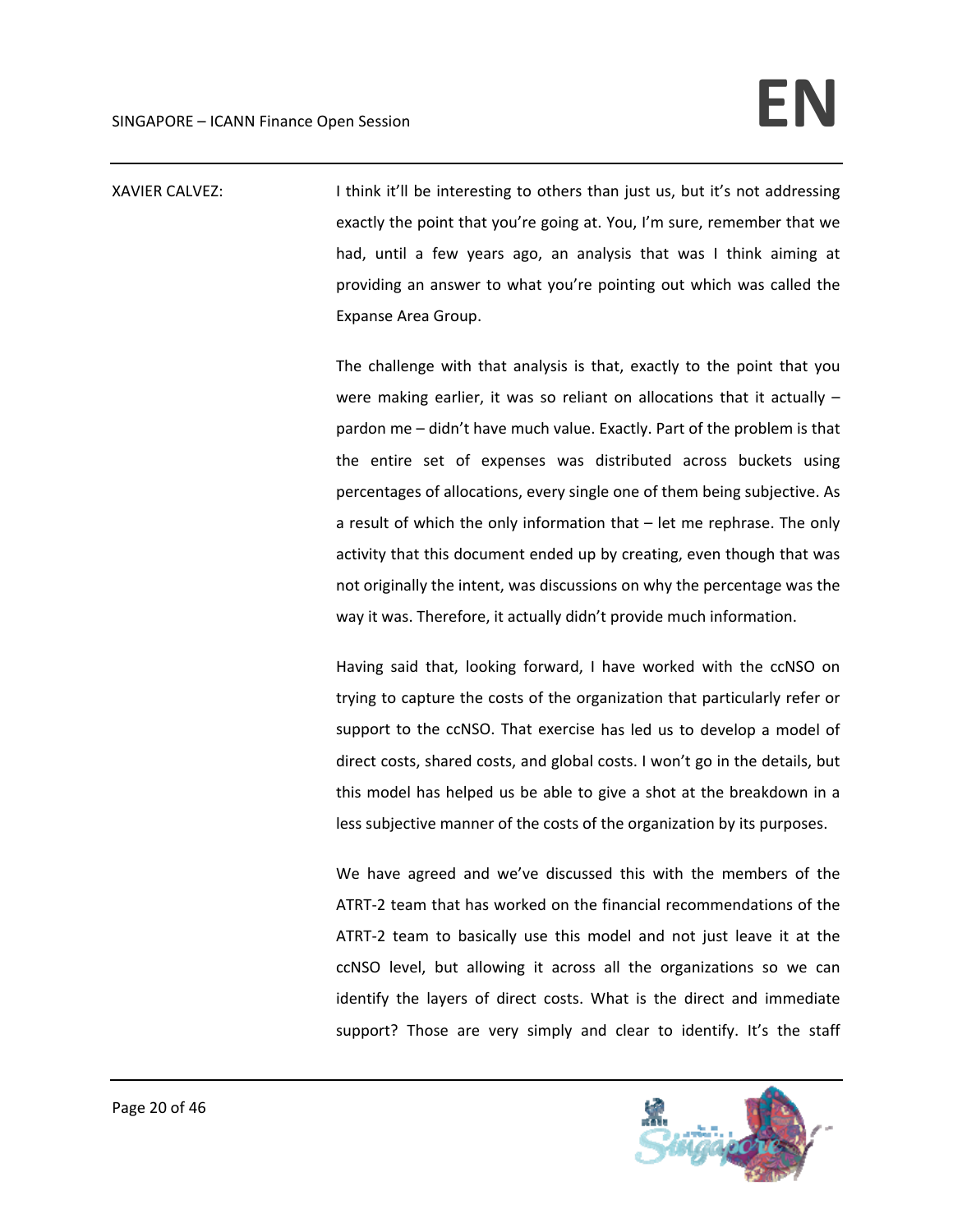XAVIER CALVEZ: I think it'll be interesting to others than just us, but it's not addressing exactly the point that you're going at. You, I'm sure, remember that we had, until a few years ago, an analysis that was I think aiming at providing an answer to what you're pointing out which was called the Expanse Area Group.

The challenge with that analysis is that, exactly to the point that you were making earlier, it was so reliant on allocations that it actually – pardon me – didn't have much value. Exactly. Part of the problem is that the entire set of expenses was distributed across buckets using percentages of allocations, every single one of them being subjective. As a result of which the only information that – let me rephrase. The only activity that this document ended up by creating, even though that was not originally the intent, was discussions on why the percentage was the way it was. Therefore, it actually didn't provide much information.

Having said that, looking forward, I have worked with the ccNSO on trying to capture the costs of the organization that particularly refer or support to the ccNSO. That exercise has led us to develop a model of direct costs, shared costs, and global costs. I won't go in the details, but this model has helped us be able to give a shot at the breakdown in a less subjective manner of the costs of the organization by its purposes.

We have agreed and we've discussed this with the members of the ATRT-2 team that has worked on the financial recommendations of the ATRT-2 team to basically use this model and not just leave it at the ccNSO level, but allowing it across all the organizations so we can identify the layers of direct costs. What is the direct and immediate support? Those are very simply and clear to identify. It's the staff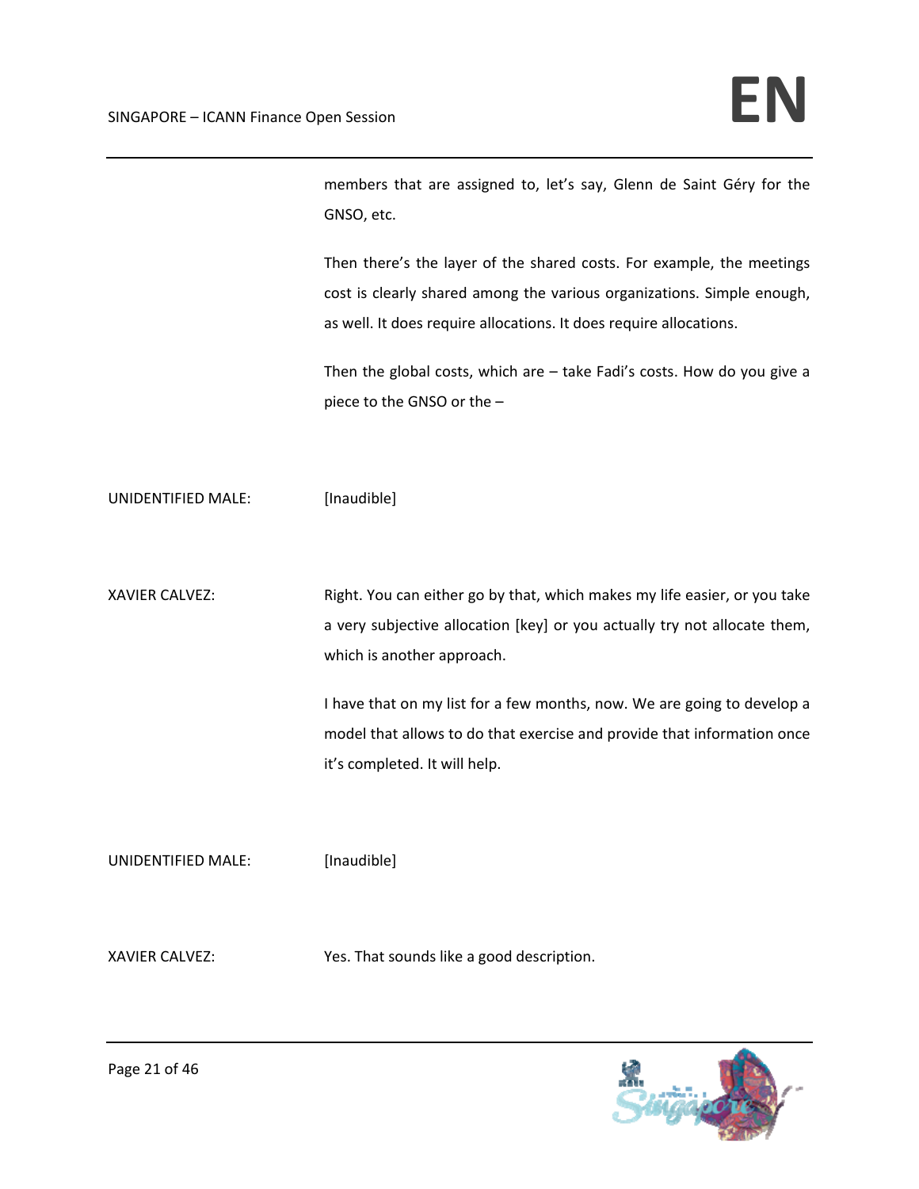members that are assigned to, let's say, Glenn de Saint Géry for the GNSO, etc.

Then there's the layer of the shared costs. For example, the meetings cost is clearly shared among the various organizations. Simple enough, as well. It does require allocations. It does require allocations.

Then the global costs, which are – take Fadi's costs. How do you give a piece to the GNSO or the –

UNIDENTIFIED MALE: [Inaudible]

XAVIER CALVEZ: Right. You can either go by that, which makes my life easier, or you take a very subjective allocation [key] or you actually try not allocate them, which is another approach.

I have that on my list for a few months, now. We are going to develop a model that allows to do that exercise and provide that information once it's completed. It will help.

UNIDENTIFIED MALE: [Inaudible]

XAVIER CALVEZ: Yes. That sounds like a good description.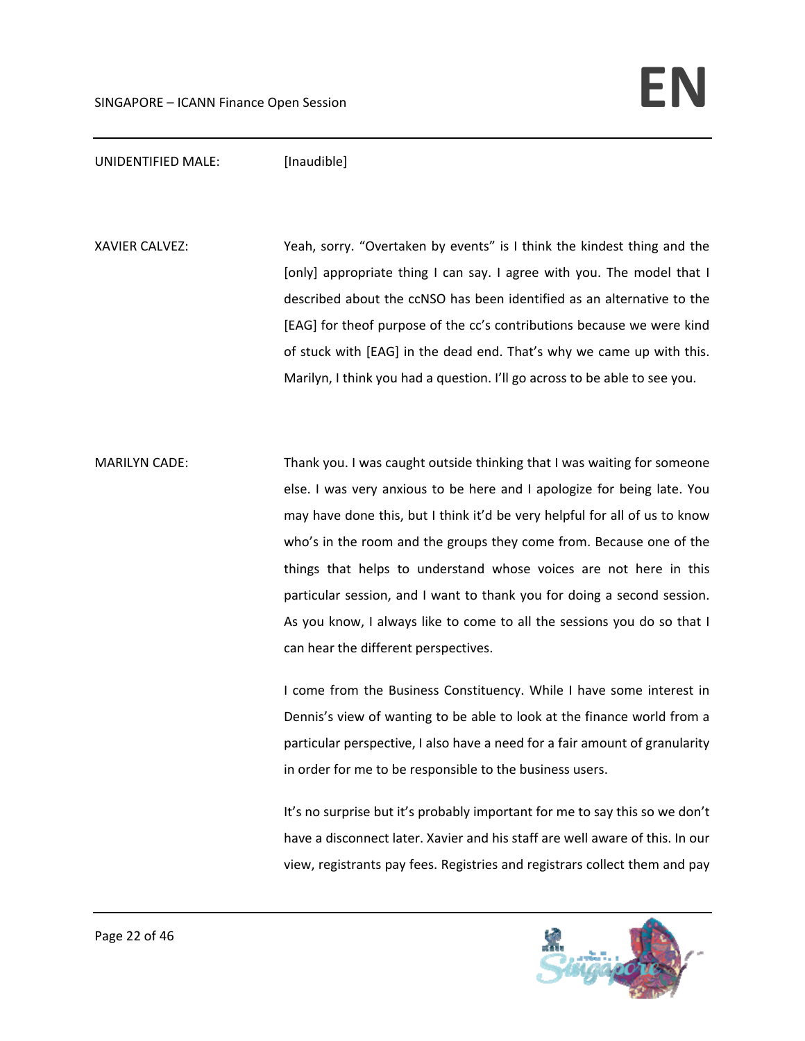UNIDENTIFIED MALE: [Inaudible]

XAVIER CALVEZ: Yeah, sorry. "Overtaken by events" is I think the kindest thing and the [only] appropriate thing I can say. I agree with you. The model that I described about the ccNSO has been identified as an alternative to the [EAG] for theof purpose of the cc's contributions because we were kind of stuck with [EAG] in the dead end. That's why we came up with this. Marilyn, I think you had a question. I'll go across to be able to see you.

MARILYN CADE: Thank you. I was caught outside thinking that I was waiting for someone else. I was very anxious to be here and I apologize for being late. You may have done this, but I think it'd be very helpful for all of us to know who's in the room and the groups they come from. Because one of the things that helps to understand whose voices are not here in this particular session, and I want to thank you for doing a second session. As you know, I always like to come to all the sessions you do so that I can hear the different perspectives.

I come from the Business Constituency. While I have some interest in Dennis's view of wanting to be able to look at the finance world from a particular perspective, I also have a need for a fair amount of granularity in order for me to be responsible to the business users.

It's no surprise but it's probably important for me to say this so we don't have a disconnect later. Xavier and his staff are well aware of this. In our view, registrants pay fees. Registries and registrars collect them and pay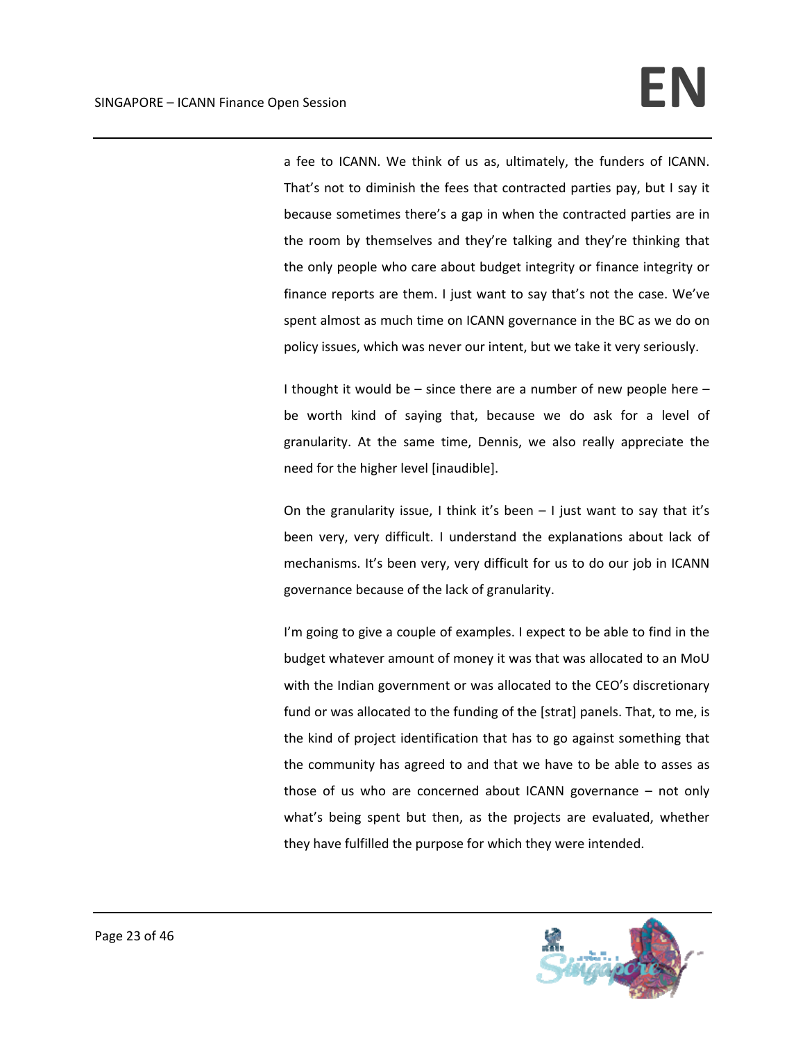a fee to ICANN. We think of us as, ultimately, the funders of ICANN. That's not to diminish the fees that contracted parties pay, but I say it because sometimes there's a gap in when the contracted parties are in the room by themselves and they're talking and they're thinking that the only people who care about budget integrity or finance integrity or finance reports are them. I just want to say that's not the case. We've spent almost as much time on ICANN governance in the BC as we do on policy issues, which was never our intent, but we take it very seriously.

I thought it would be – since there are a number of new people here – be worth kind of saying that, because we do ask for a level of granularity. At the same time, Dennis, we also really appreciate the need for the higher level [inaudible].

On the granularity issue, I think it's been – I just want to say that it's been very, very difficult. I understand the explanations about lack of mechanisms. It's been very, very difficult for us to do our job in ICANN governance because of the lack of granularity.

I'm going to give a couple of examples. I expect to be able to find in the budget whatever amount of money it was that was allocated to an MoU with the Indian government or was allocated to the CEO's discretionary fund or was allocated to the funding of the [strat] panels. That, to me, is the kind of project identification that has to go against something that the community has agreed to and that we have to be able to asses as those of us who are concerned about ICANN governance – not only what's being spent but then, as the projects are evaluated, whether they have fulfilled the purpose for which they were intended.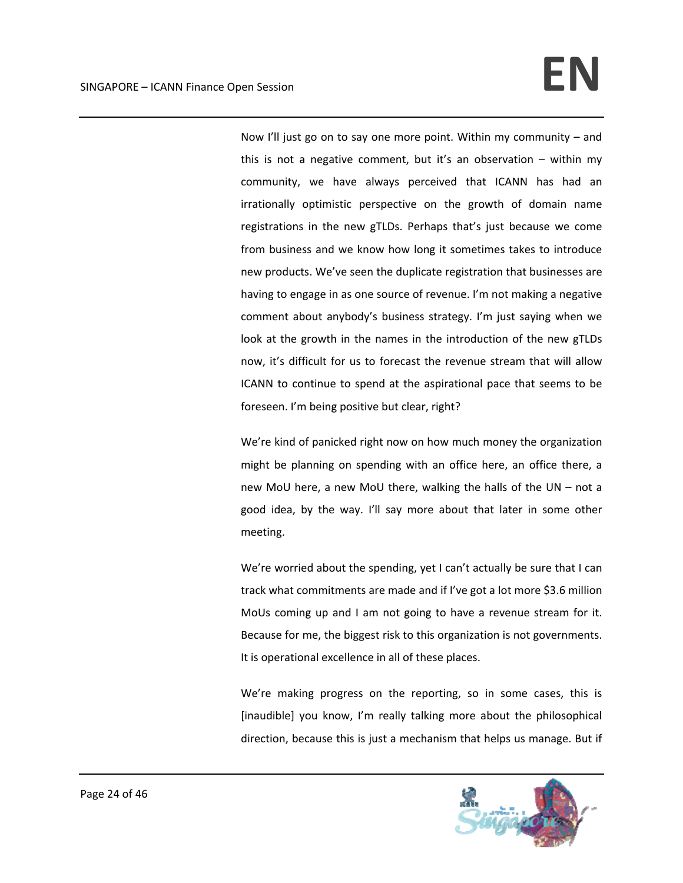Now I'll just go on to say one more point. Within my community – and this is not a negative comment, but it's an observation – within my community, we have always perceived that ICANN has had an irrationally optimistic perspective on the growth of domain name registrations in the new gTLDs. Perhaps that's just because we come from business and we know how long it sometimes takes to introduce new products. We've seen the duplicate registration that businesses are having to engage in as one source of revenue. I'm not making a negative comment about anybody's business strategy. I'm just saying when we look at the growth in the names in the introduction of the new gTLDs now, it's difficult for us to forecast the revenue stream that will allow ICANN to continue to spend at the aspirational pace that seems to be foreseen. I'm being positive but clear, right?

We're kind of panicked right now on how much money the organization might be planning on spending with an office here, an office there, a new MoU here, a new MoU there, walking the halls of the UN – not a good idea, by the way. I'll say more about that later in some other meeting.

We're worried about the spending, yet I can't actually be sure that I can track what commitments are made and if I've got a lot more $3.6 million MoUs coming up and I am not going to have a revenue stream for it. Because for me, the biggest risk to this organization is not governments. It is operational excellence in all of these places.

We're making progress on the reporting, so in some cases, this is [inaudible] you know, I'm really talking more about the philosophical direction, because this is just a mechanism that helps us manage. But if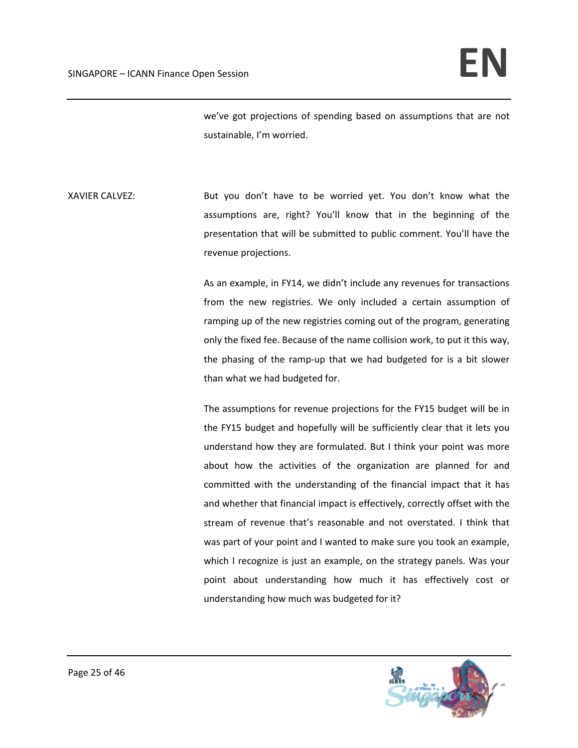we've got projections of spending based on assumptions that are not sustainable, I'm worried.

XAVIER CALVEZ: But you don't have to be worried yet. You don't know what the assumptions are, right? You'll know that in the beginning of the presentation that will be submitted to public comment. You'll have the revenue projections.

As an example, in FY14, we didn't include any revenues for transactions from the new registries. We only included a certain assumption of ramping up of the new registries coming out of the program, generating only the fixed fee. Because of the name collision work, to put it this way, the phasing of the ramp-up that we had budgeted for is a bit slower than what we had budgeted for.

The assumptions for revenue projections for the FY15 budget will be in the FY15 budget and hopefully will be sufficiently clear that it lets you understand how they are formulated. But I think your point was more about how the activities of the organization are planned for and committed with the understanding of the financial impact that it has and whether that financial impact is effectively, correctly offset with the stream of revenue that's reasonable and not overstated. I think that was part of your point and I wanted to make sure you took an example, which I recognize is just an example, on the strategy panels. Was your point about understanding how much it has effectively cost or understanding how much was budgeted for it?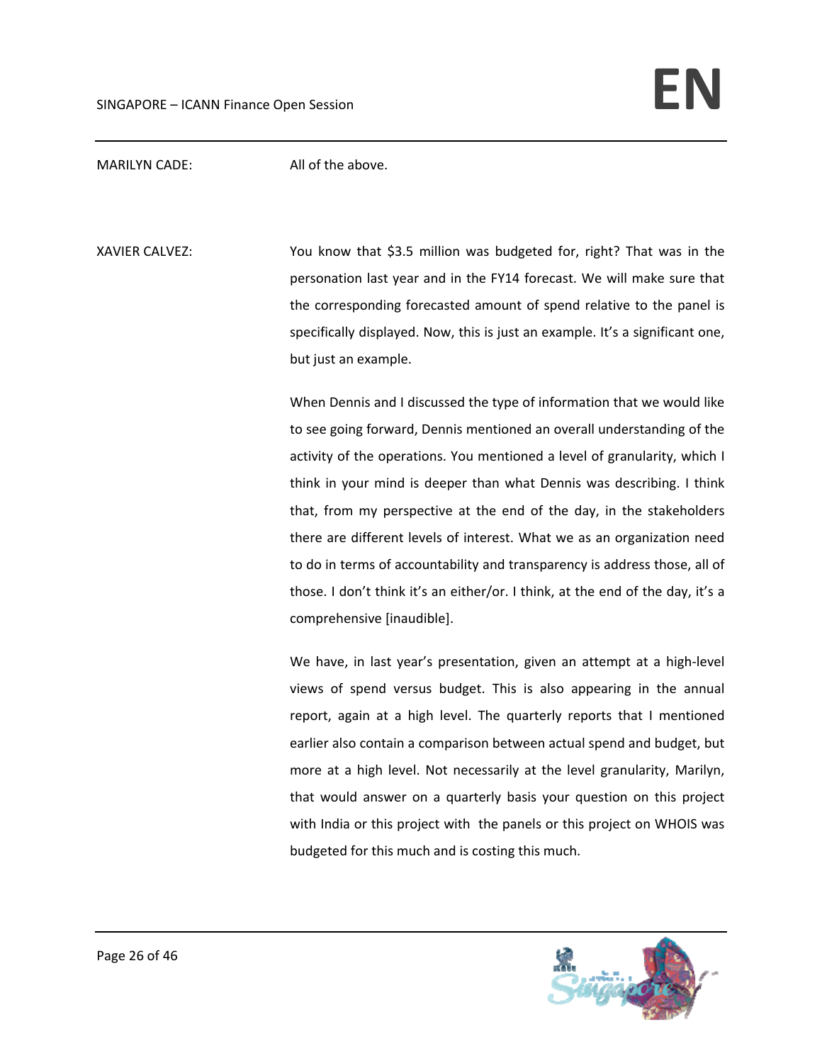MARILYN CADE: All of the above.

XAVIER CALVEZ: You know that $3.5 million was budgeted for, right? That was in the personation last year and in the FY14 forecast. We will make sure that the corresponding forecasted amount of spend relative to the panel is specifically displayed. Now, this is just an example. It's a significant one, but just an example.

When Dennis and I discussed the type of information that we would like to see going forward, Dennis mentioned an overall understanding of the activity of the operations. You mentioned a level of granularity, which I think in your mind is deeper than what Dennis was describing. I think that, from my perspective at the end of the day, in the stakeholders there are different levels of interest. What we as an organization need to do in terms of accountability and transparency is address those, all of those. I don't think it's an either/or. I think, at the end of the day, it's a comprehensive [inaudible].

We have, in last year's presentation, given an attempt at a high-level views of spend versus budget. This is also appearing in the annual report, again at a high level. The quarterly reports that I mentioned earlier also contain a comparison between actual spend and budget, but more at a high level. Not necessarily at the level granularity, Marilyn, that would answer on a quarterly basis your question on this project with India or this project with the panels or this project on WHOIS was budgeted for this much and is costing this much.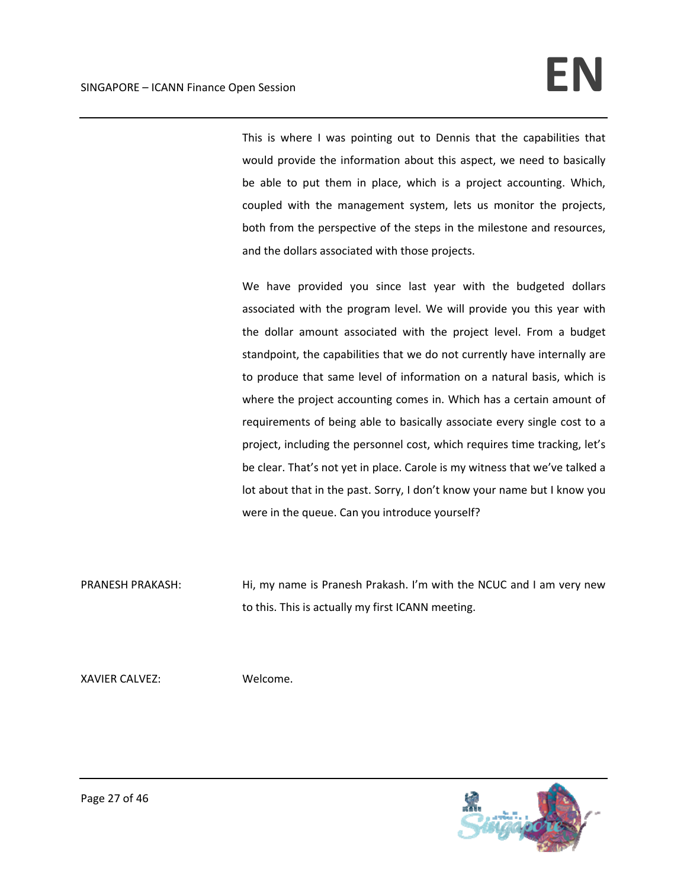This is where I was pointing out to Dennis that the capabilities that would provide the information about this aspect, we need to basically be able to put them in place, which is a project accounting. Which, coupled with the management system, lets us monitor the projects, both from the perspective of the steps in the milestone and resources, and the dollars associated with those projects.

We have provided you since last year with the budgeted dollars associated with the program level. We will provide you this year with the dollar amount associated with the project level. From a budget standpoint, the capabilities that we do not currently have internally are to produce that same level of information on a natural basis, which is where the project accounting comes in. Which has a certain amount of requirements of being able to basically associate every single cost to a project, including the personnel cost, which requires time tracking, let's be clear. That's not yet in place. Carole is my witness that we've talked a lot about that in the past. Sorry, I don't know your name but I know you were in the queue. Can you introduce yourself?

PRANESH PRAKASH: Hi, my name is Pranesh Prakash. I'm with the NCUC and I am very new to this. This is actually my first ICANN meeting.

XAVIER CALVEZ: Welcome.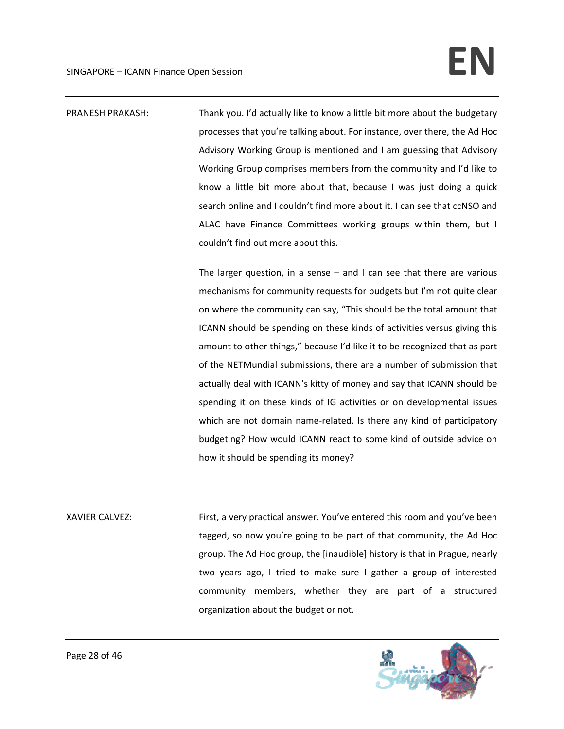PRANESH PRAKASH: Thank you. I'd actually like to know a little bit more about the budgetary processes that you're talking about. For instance, over there, the Ad Hoc Advisory Working Group is mentioned and I am guessing that Advisory Working Group comprises members from the community and I'd like to know a little bit more about that, because I was just doing a quick search online and I couldn't find more about it. I can see that ccNSO and ALAC have Finance Committees working groups within them, but I couldn't find out more about this.

The larger question, in a sense – and I can see that there are various mechanisms for community requests for budgets but I'm not quite clear on where the community can say, "This should be the total amount that ICANN should be spending on these kinds of activities versus giving this amount to other things," because I'd like it to be recognized that as part of the NETMundial submissions, there are a number of submission that actually deal with ICANN's kitty of money and say that ICANN should be spending it on these kinds of IG activities or on developmental issues which are not domain name-related. Is there any kind of participatory budgeting? How would ICANN react to some kind of outside advice on how it should be spending its money?

XAVIER CALVEZ: First, a very practical answer. You've entered this room and you've been tagged, so now you're going to be part of that community, the Ad Hoc group. The Ad Hoc group, the [inaudible] history is that in Prague, nearly two years ago, I tried to make sure I gather a group of interested community members, whether they are part of a structured organization about the budget or not.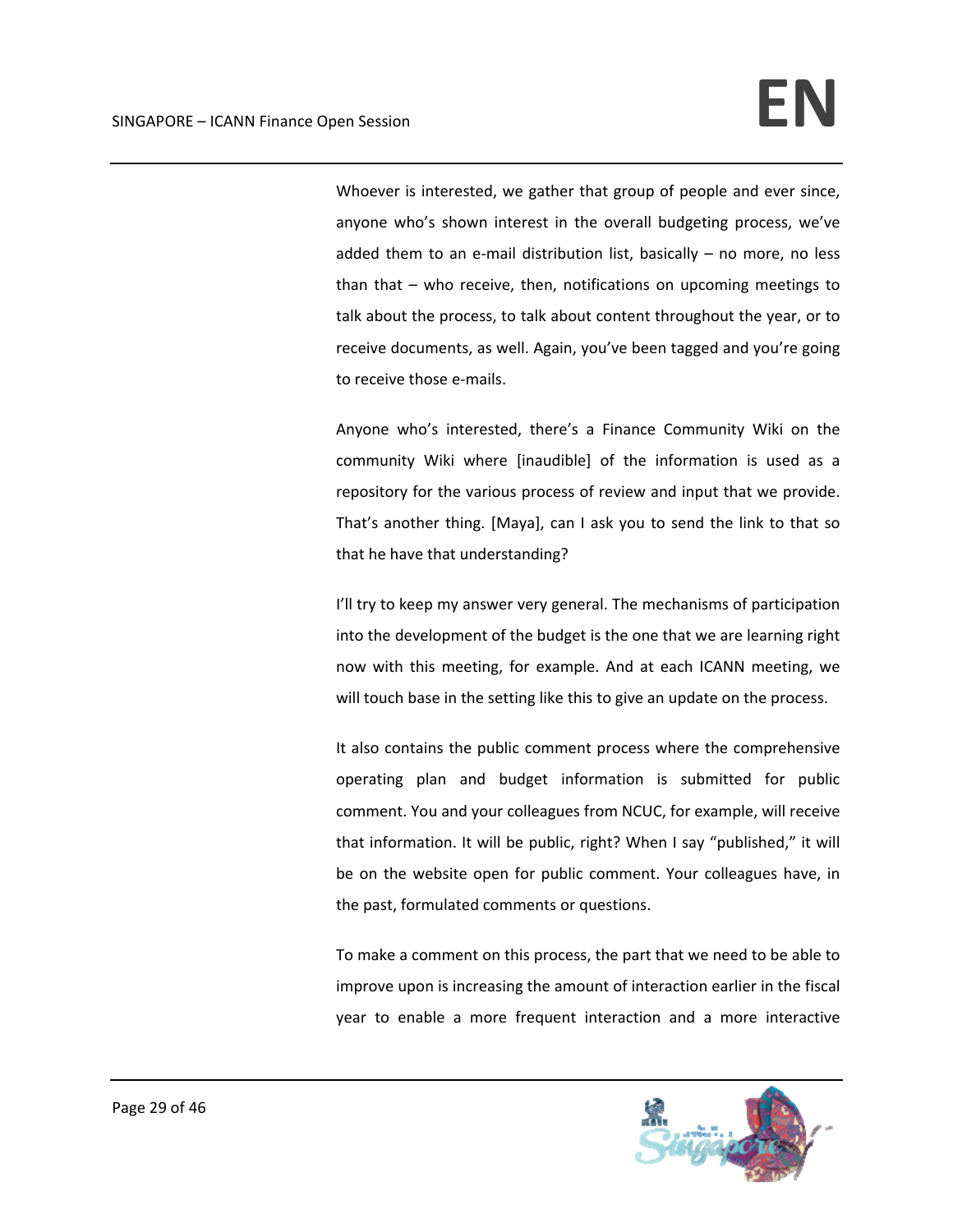Whoever is interested, we gather that group of people and ever since, anyone who's shown interest in the overall budgeting process, we've added them to an e-mail distribution list, basically – no more, no less than that – who receive, then, notifications on upcoming meetings to talk about the process, to talk about content throughout the year, or to receive documents, as well. Again, you've been tagged and you're going to receive those e-mails.

Anyone who's interested, there's a Finance Community Wiki on the community Wiki where [inaudible] of the information is used as a repository for the various process of review and input that we provide. That's another thing. [Maya], can I ask you to send the link to that so that he have that understanding?

I'll try to keep my answer very general. The mechanisms of participation into the development of the budget is the one that we are learning right now with this meeting, for example. And at each ICANN meeting, we will touch base in the setting like this to give an update on the process.

It also contains the public comment process where the comprehensive operating plan and budget information is submitted for public comment. You and your colleagues from NCUC, for example, will receive that information. It will be public, right? When I say "published," it will be on the website open for public comment. Your colleagues have, in the past, formulated comments or questions.

To make a comment on this process, the part that we need to be able to improve upon is increasing the amount of interaction earlier in the fiscal year to enable a more frequent interaction and a more interactive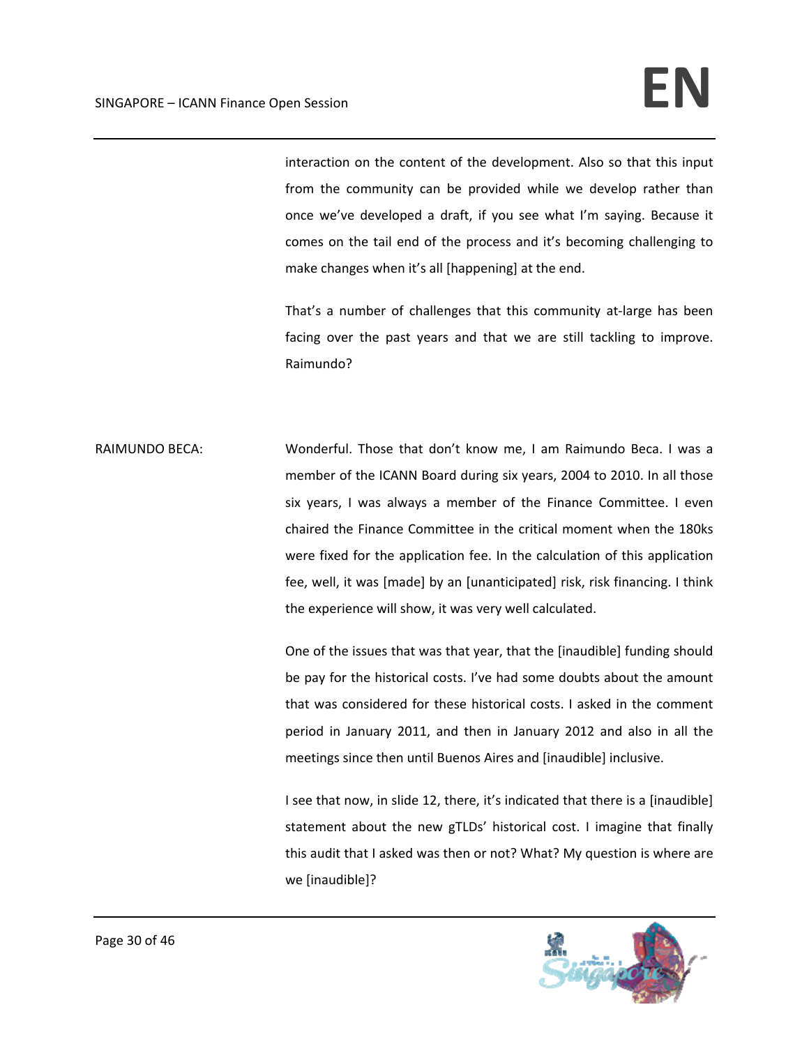interaction on the content of the development. Also so that this input from the community can be provided while we develop rather than once we've developed a draft, if you see what I'm saying. Because it comes on the tail end of the process and it's becoming challenging to make changes when it's all [happening] at the end.

That's a number of challenges that this community at-large has been facing over the past years and that we are still tackling to improve. Raimundo?

RAIMUNDO BECA: Wonderful. Those that don't know me, I am Raimundo Beca. I was a member of the ICANN Board during six years, 2004 to 2010. In all those six years, I was always a member of the Finance Committee. I even chaired the Finance Committee in the critical moment when the 180ks were fixed for the application fee. In the calculation of this application fee, well, it was [made] by an [unanticipated] risk, risk financing. I think the experience will show, it was very well calculated.

One of the issues that was that year, that the [inaudible] funding should be pay for the historical costs. I've had some doubts about the amount that was considered for these historical costs. I asked in the comment period in January 2011, and then in January 2012 and also in all the meetings since then until Buenos Aires and [inaudible] inclusive.

I see that now, in slide 12, there, it's indicated that there is a [inaudible] statement about the new gTLDs' historical cost. I imagine that finally this audit that I asked was then or not? What? My question is where are we [inaudible]?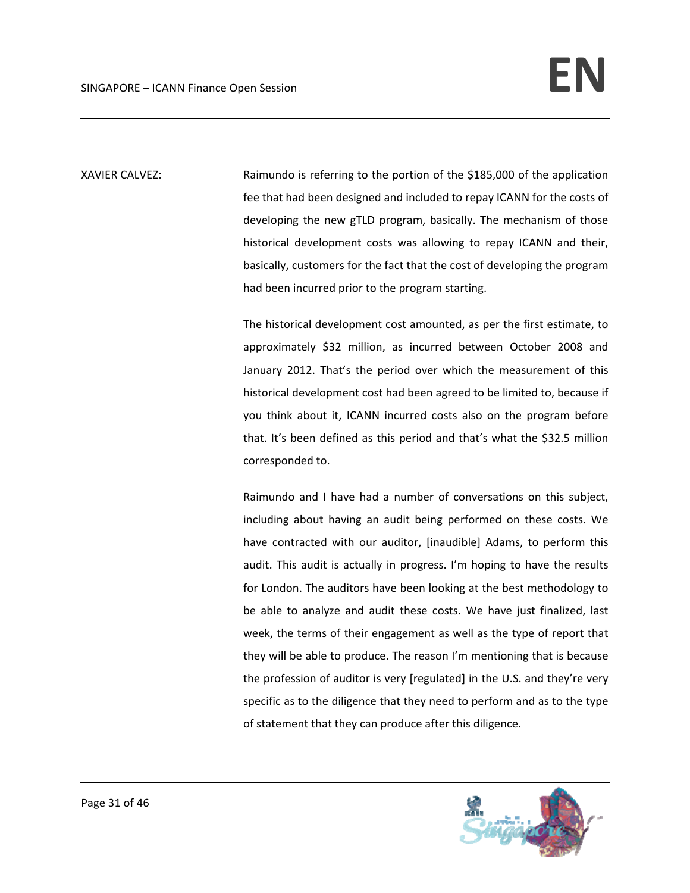XAVIER CALVEZ: Raimundo is referring to the portion of the $185,000 of the application fee that had been designed and included to repay ICANN for the costs of developing the new gTLD program, basically. The mechanism of those historical development costs was allowing to repay ICANN and their, basically, customers for the fact that the cost of developing the program had been incurred prior to the program starting.

The historical development cost amounted, as per the first estimate, to approximately $32 million, as incurred between October 2008 and January 2012. That's the period over which the measurement of this historical development cost had been agreed to be limited to, because if you think about it, ICANN incurred costs also on the program before that. It's been defined as this period and that's what the $32.5 million corresponded to.

Raimundo and I have had a number of conversations on this subject, including about having an audit being performed on these costs. We have contracted with our auditor, [inaudible] Adams, to perform this audit. This audit is actually in progress. I'm hoping to have the results for London. The auditors have been looking at the best methodology to be able to analyze and audit these costs. We have just finalized, last week, the terms of their engagement as well as the type of report that they will be able to produce. The reason I'm mentioning that is because the profession of auditor is very [regulated] in the U.S. and they're very specific as to the diligence that they need to perform and as to the type of statement that they can produce after this diligence.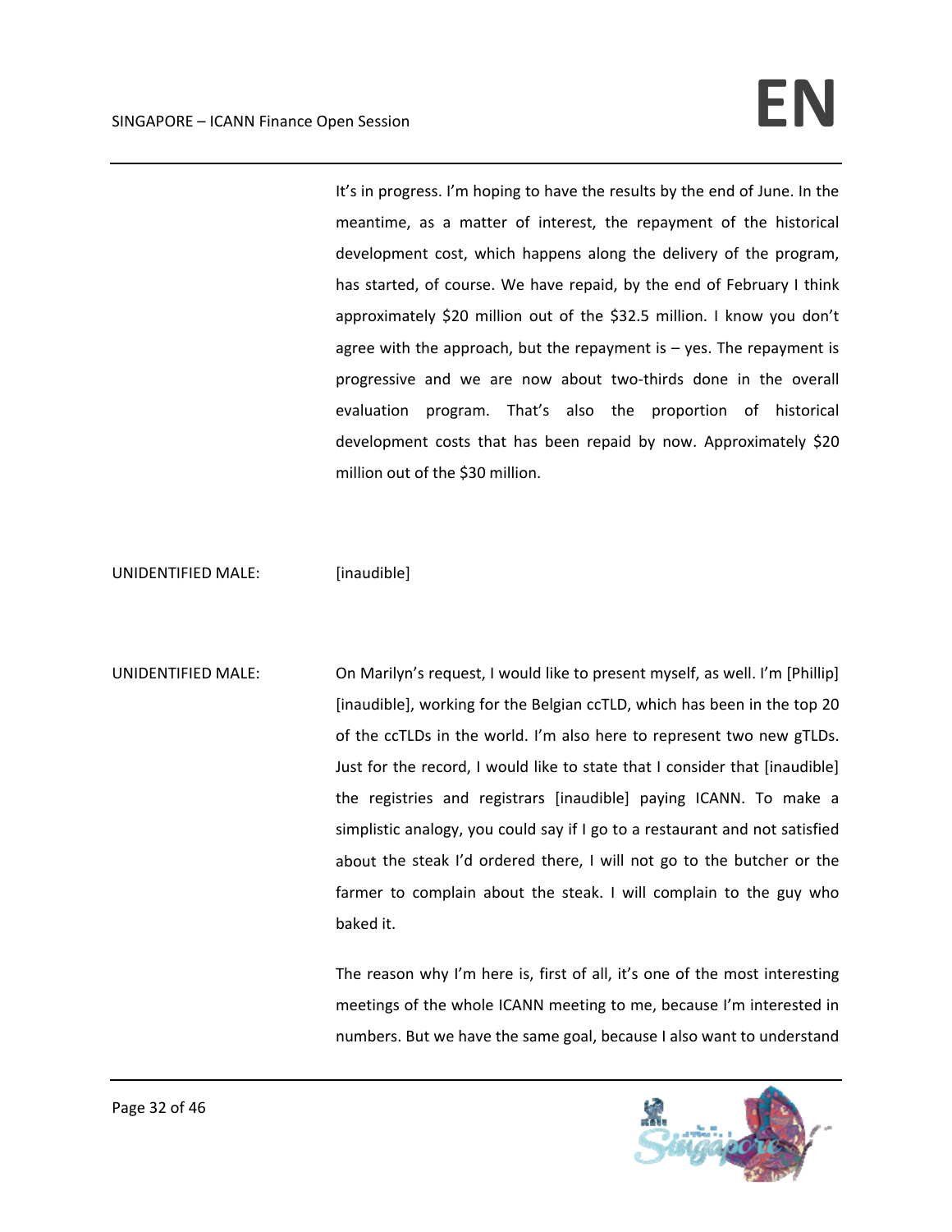It's in progress. I'm hoping to have the results by the end of June. In the meantime, as a matter of interest, the repayment of the historical development cost, which happens along the delivery of the program, has started, of course. We have repaid, by the end of February I think approximately $20 million out of the $32.5 million. I know you don't agree with the approach, but the repayment is – yes. The repayment is progressive and we are now about two-thirds done in the overall evaluation program. That's also the proportion of historical development costs that has been repaid by now. Approximately $20 million out of the $30 million.

UNIDENTIFIED MALE: [inaudible]

UNIDENTIFIED MALE: On Marilyn's request, I would like to present myself, as well. I'm [Phillip] [inaudible], working for the Belgian ccTLD, which has been in the top 20 of the ccTLDs in the world. I'm also here to represent two new gTLDs. Just for the record, I would like to state that I consider that [inaudible] the registries and registrars [inaudible] paying ICANN. To make a simplistic analogy, you could say if I go to a restaurant and not satisfied about the steak I'd ordered there, I will not go to the butcher or the farmer to complain about the steak. I will complain to the guy who baked it.

The reason why I'm here is, first of all, it's one of the most interesting meetings of the whole ICANN meeting to me, because I'm interested in numbers. But we have the same goal, because I also want to understand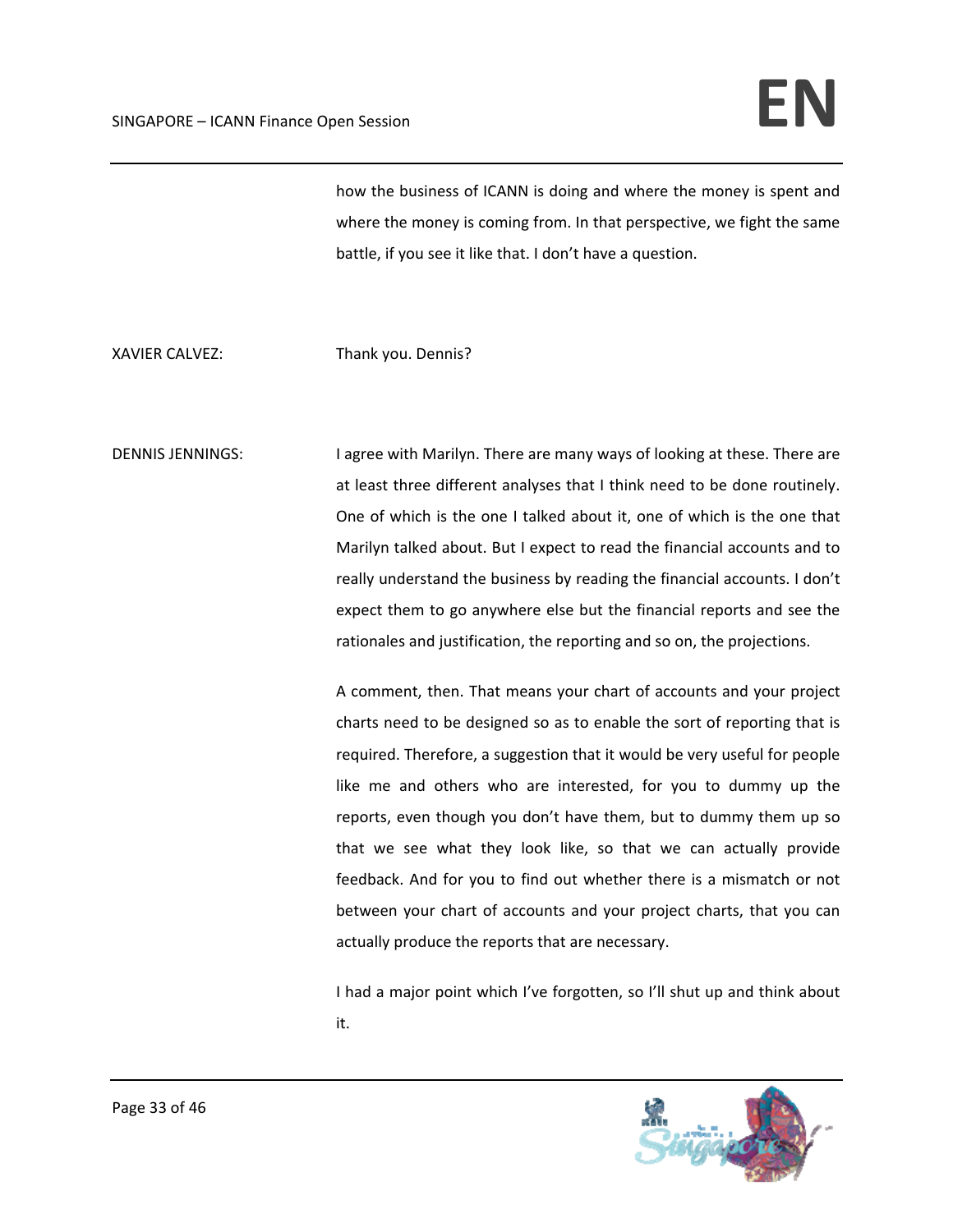how the business of ICANN is doing and where the money is spent and where the money is coming from. In that perspective, we fight the same battle, if you see it like that. I don't have a question.

XAVIER CALVEZ: Thank you. Dennis?

DENNIS JENNINGS: I agree with Marilyn. There are many ways of looking at these. There are at least three different analyses that I think need to be done routinely. One of which is the one I talked about it, one of which is the one that Marilyn talked about. But I expect to read the financial accounts and to really understand the business by reading the financial accounts. I don't expect them to go anywhere else but the financial reports and see the rationales and justification, the reporting and so on, the projections.

A comment, then. That means your chart of accounts and your project charts need to be designed so as to enable the sort of reporting that is required. Therefore, a suggestion that it would be very useful for people like me and others who are interested, for you to dummy up the reports, even though you don't have them, but to dummy them up so that we see what they look like, so that we can actually provide feedback. And for you to find out whether there is a mismatch or not between your chart of accounts and your project charts, that you can actually produce the reports that are necessary.

I had a major point which I've forgotten, so I'll shut up and think about it.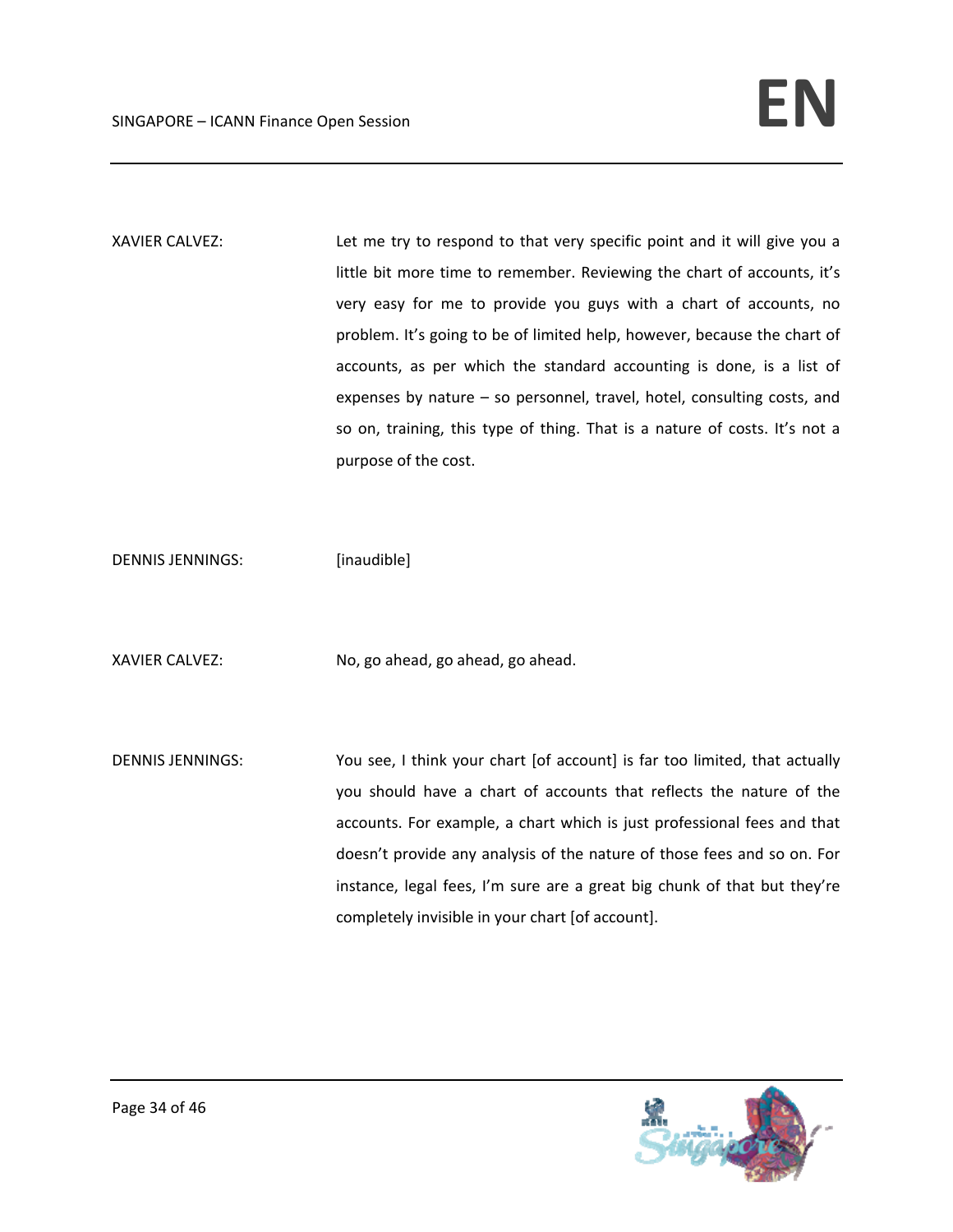XAVIER CALVEZ: Let me try to respond to that very specific point and it will give you a little bit more time to remember. Reviewing the chart of accounts, it's very easy for me to provide you guys with a chart of accounts, no problem. It's going to be of limited help, however, because the chart of accounts, as per which the standard accounting is done, is a list of expenses by nature – so personnel, travel, hotel, consulting costs, and so on, training, this type of thing. That is a nature of costs. It's not a purpose of the cost.

DENNIS JENNINGS: [inaudible]

XAVIER CALVEZ: No, go ahead, go ahead, go ahead.

DENNIS JENNINGS: You see, I think your chart [of account] is far too limited, that actually you should have a chart of accounts that reflects the nature of the accounts. For example, a chart which is just professional fees and that doesn't provide any analysis of the nature of those fees and so on. For instance, legal fees, I'm sure are a great big chunk of that but they're completely invisible in your chart [of account].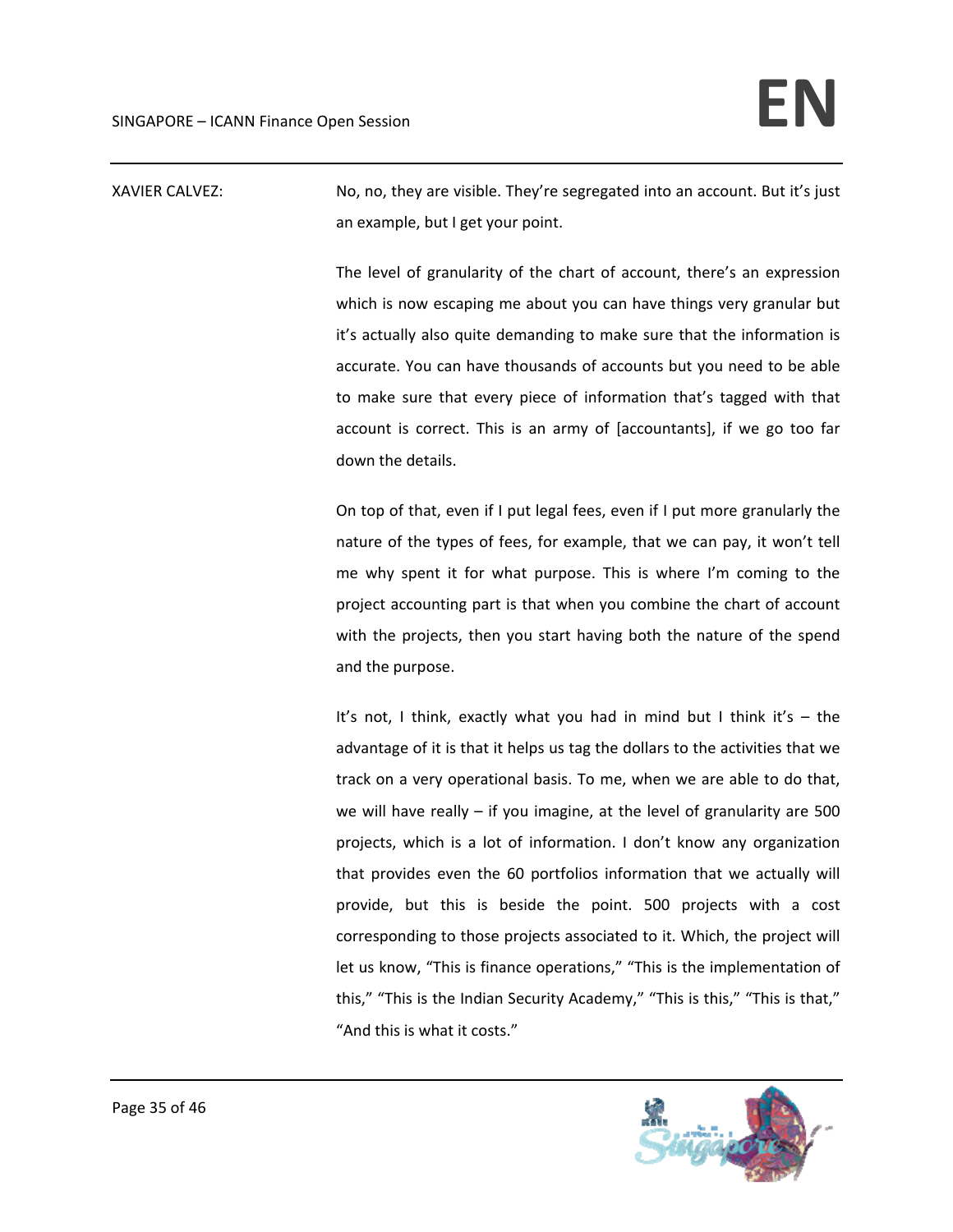XAVIER CALVEZ: No, no, they are visible. They're segregated into an account. But it's just an example, but I get your point.

The level of granularity of the chart of account, there's an expression which is now escaping me about you can have things very granular but it's actually also quite demanding to make sure that the information is accurate. You can have thousands of accounts but you need to be able to make sure that every piece of information that's tagged with that account is correct. This is an army of [accountants], if we go too far down the details.

On top of that, even if I put legal fees, even if I put more granularly the nature of the types of fees, for example, that we can pay, it won't tell me why spent it for what purpose. This is where I'm coming to the project accounting part is that when you combine the chart of account with the projects, then you start having both the nature of the spend and the purpose.

It's not, I think, exactly what you had in mind but I think it's – the advantage of it is that it helps us tag the dollars to the activities that we track on a very operational basis. To me, when we are able to do that, we will have really – if you imagine, at the level of granularity are 500 projects, which is a lot of information. I don't know any organization that provides even the 60 portfolios information that we actually will provide, but this is beside the point. 500 projects with a cost corresponding to those projects associated to it. Which, the project will let us know, "This is finance operations," "This is the implementation of this," "This is the Indian Security Academy," "This is this," "This is that," "And this is what it costs."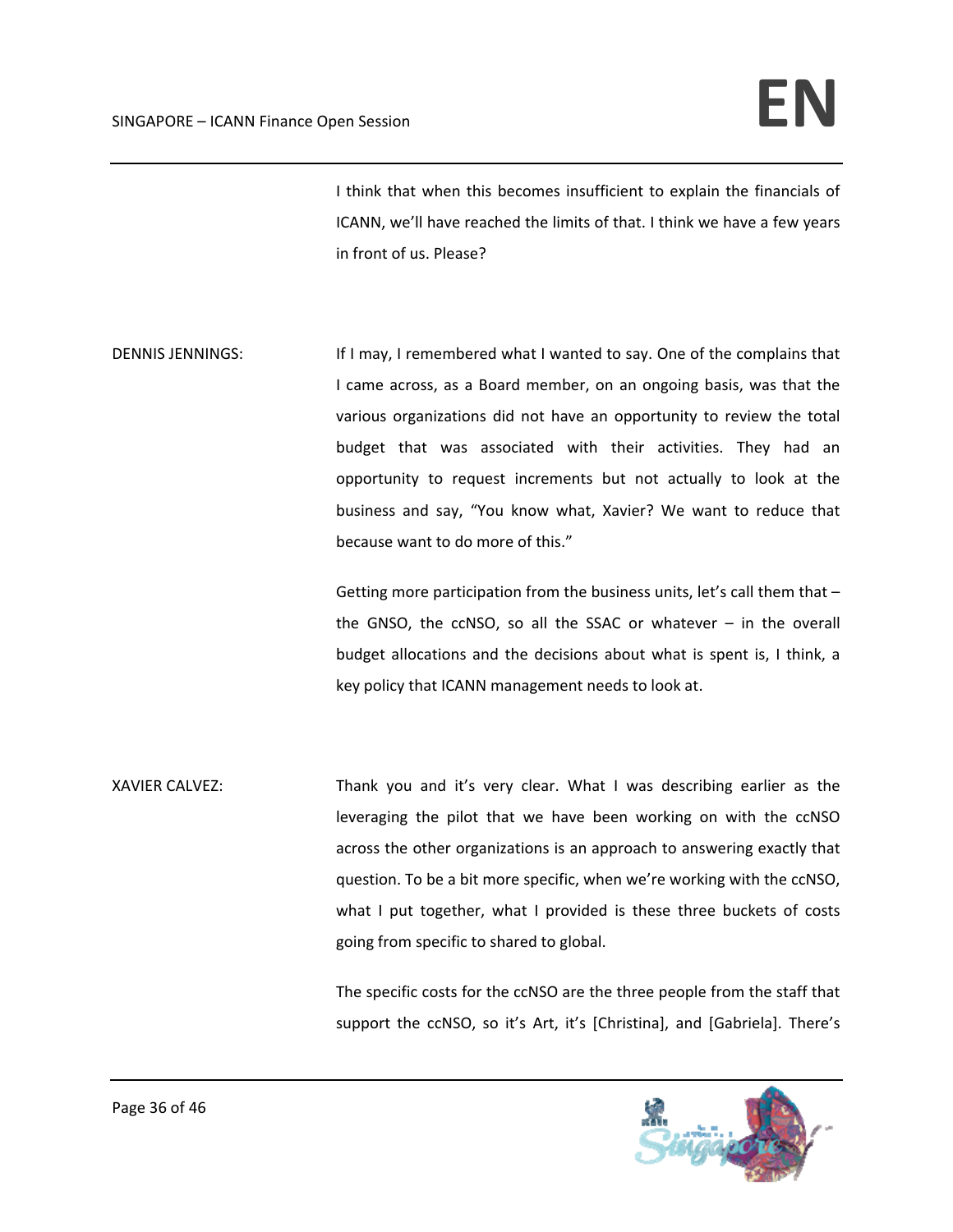I think that when this becomes insufficient to explain the financials of ICANN, we'll have reached the limits of that. I think we have a few years in front of us. Please?

DENNIS JENNINGS: If I may, I remembered what I wanted to say. One of the complains that I came across, as a Board member, on an ongoing basis, was that the various organizations did not have an opportunity to review the total budget that was associated with their activities. They had an opportunity to request increments but not actually to look at the business and say, "You know what, Xavier? We want to reduce that because want to do more of this."

Getting more participation from the business units, let's call them that – the GNSO, the ccNSO, so all the SSAC or whatever – in the overall budget allocations and the decisions about what is spent is, I think, a key policy that ICANN management needs to look at.

XAVIER CALVEZ: Thank you and it's very clear. What I was describing earlier as the leveraging the pilot that we have been working on with the ccNSO across the other organizations is an approach to answering exactly that question. To be a bit more specific, when we're working with the ccNSO, what I put together, what I provided is these three buckets of costs going from specific to shared to global.

The specific costs for the ccNSO are the three people from the staff that support the ccNSO, so it's Art, it's [Christina], and [Gabriela]. There's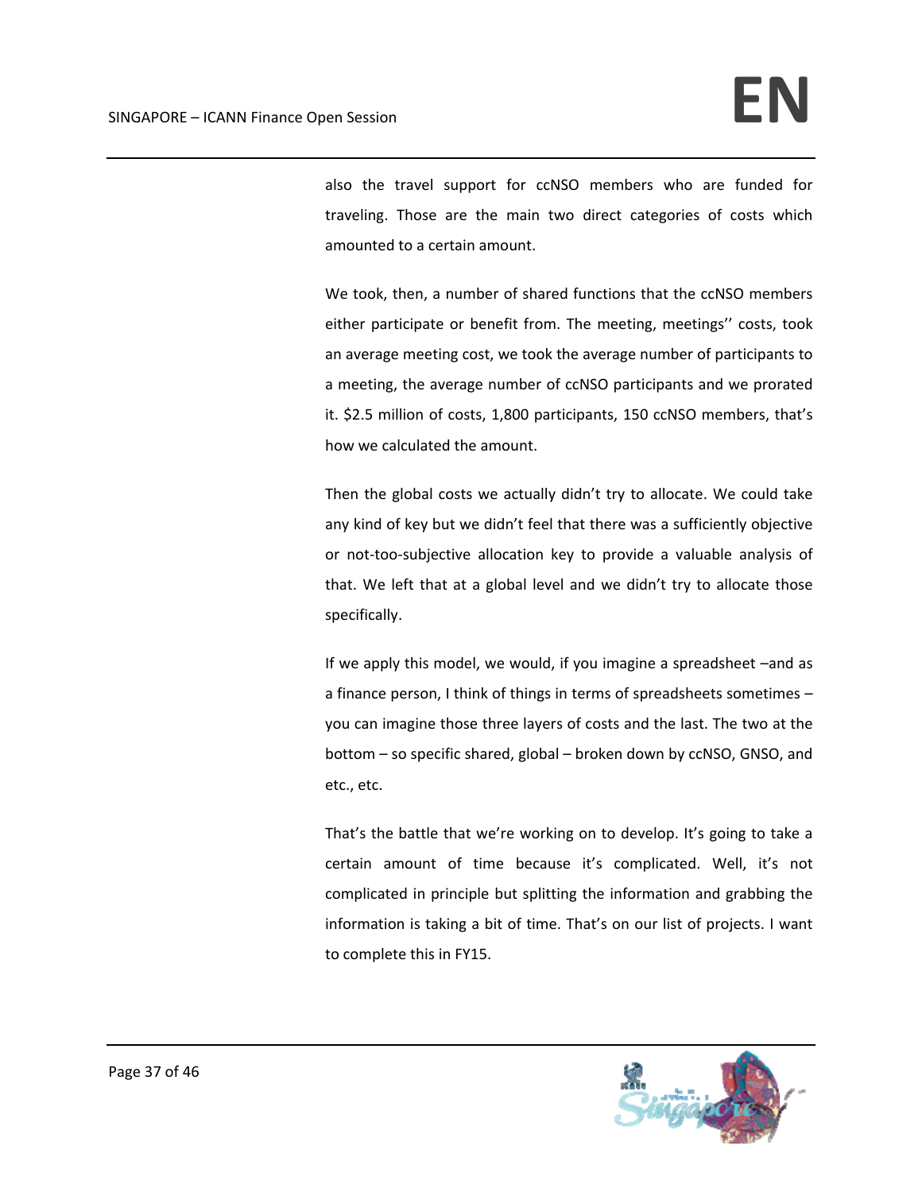also the travel support for ccNSO members who are funded for traveling. Those are the main two direct categories of costs which amounted to a certain amount.

We took, then, a number of shared functions that the ccNSO members either participate or benefit from. The meeting, meetings'' costs, took an average meeting cost, we took the average number of participants to a meeting, the average number of ccNSO participants and we prorated it. $2.5 million of costs, 1,800 participants, 150 ccNSO members, that's how we calculated the amount.

Then the global costs we actually didn't try to allocate. We could take any kind of key but we didn't feel that there was a sufficiently objective or not-too-subjective allocation key to provide a valuable analysis of that. We left that at a global level and we didn't try to allocate those specifically.

If we apply this model, we would, if you imagine a spreadsheet –and as a finance person, I think of things in terms of spreadsheets sometimes – you can imagine those three layers of costs and the last. The two at the bottom – so specific shared, global – broken down by ccNSO, GNSO, and etc., etc.

That's the battle that we're working on to develop. It's going to take a certain amount of time because it's complicated. Well, it's not complicated in principle but splitting the information and grabbing the information is taking a bit of time. That's on our list of projects. I want to complete this in FY15.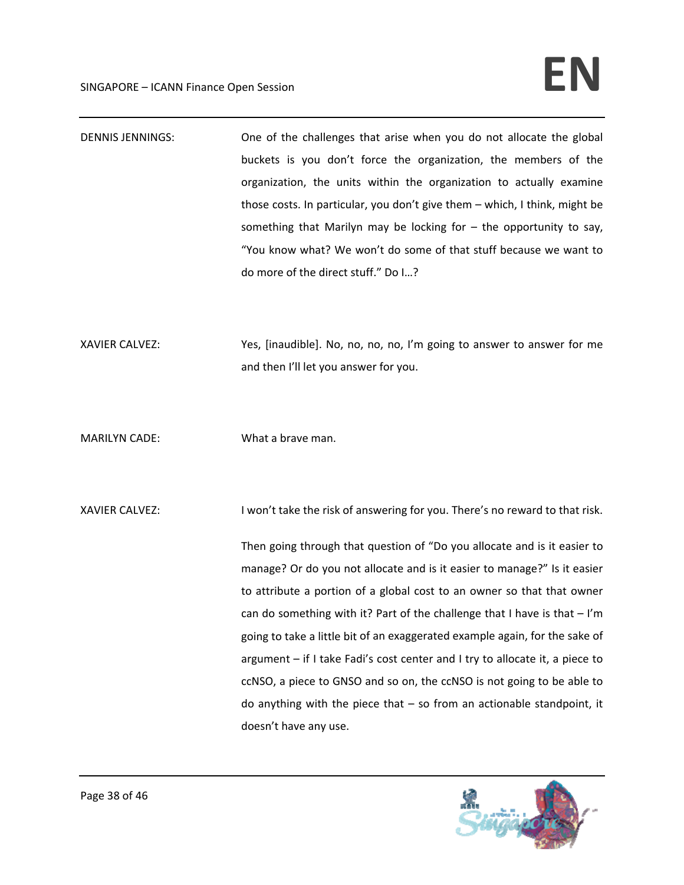DENNIS JENNINGS: One of the challenges that arise when you do not allocate the global buckets is you don't force the organization, the members of the organization, the units within the organization to actually examine those costs. In particular, you don't give them – which, I think, might be something that Marilyn may be locking for – the opportunity to say, "You know what? We won't do some of that stuff because we want to do more of the direct stuff." Do I…?

XAVIER CALVEZ: Yes, [inaudible]. No, no, no, no, I'm going to answer to answer for me and then I'll let you answer for you.

MARILYN CADE: What a brave man.

XAVIER CALVEZ: I won't take the risk of answering for you. There's no reward to that risk.

Then going through that question of "Do you allocate and is it easier to manage? Or do you not allocate and is it easier to manage?" Is it easier to attribute a portion of a global cost to an owner so that that owner can do something with it? Part of the challenge that I have is that – I'm going to take a little bit of an exaggerated example again, for the sake of argument – if I take Fadi's cost center and I try to allocate it, a piece to ccNSO, a piece to GNSO and so on, the ccNSO is not going to be able to do anything with the piece that – so from an actionable standpoint, it doesn't have any use.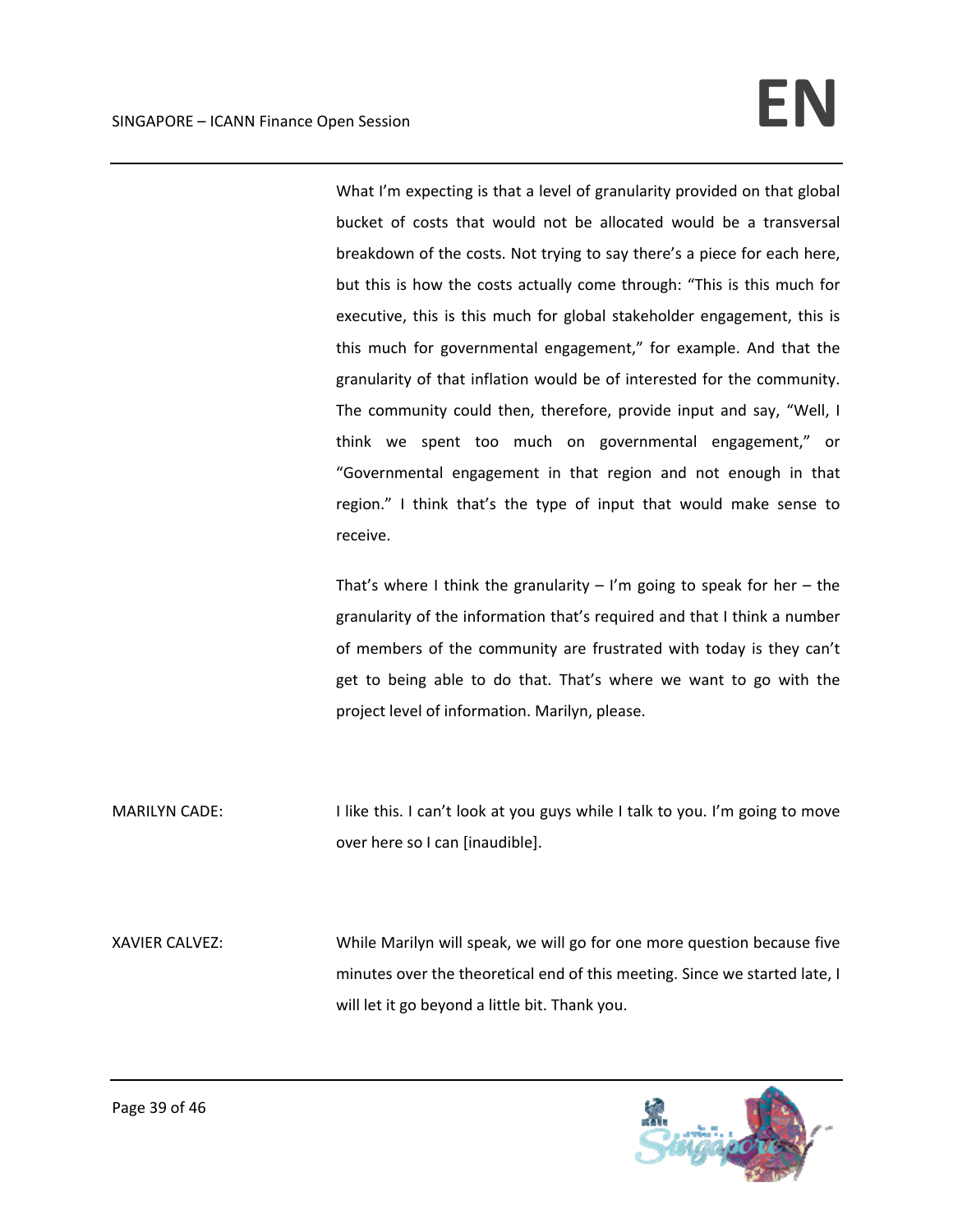What I'm expecting is that a level of granularity provided on that global bucket of costs that would not be allocated would be a transversal breakdown of the costs. Not trying to say there's a piece for each here, but this is how the costs actually come through: "This is this much for executive, this is this much for global stakeholder engagement, this is this much for governmental engagement," for example. And that the granularity of that inflation would be of interested for the community. The community could then, therefore, provide input and say, "Well, I think we spent too much on governmental engagement," or "Governmental engagement in that region and not enough in that region." I think that's the type of input that would make sense to receive.

That's where I think the granularity – I'm going to speak for her – the granularity of the information that's required and that I think a number of members of the community are frustrated with today is they can't get to being able to do that. That's where we want to go with the project level of information. Marilyn, please.

MARILYN CADE: I like this. I can't look at you guys while I talk to you. I'm going to move over here so I can [inaudible].

XAVIER CALVEZ: While Marilyn will speak, we will go for one more question because five minutes over the theoretical end of this meeting. Since we started late, I will let it go beyond a little bit. Thank you.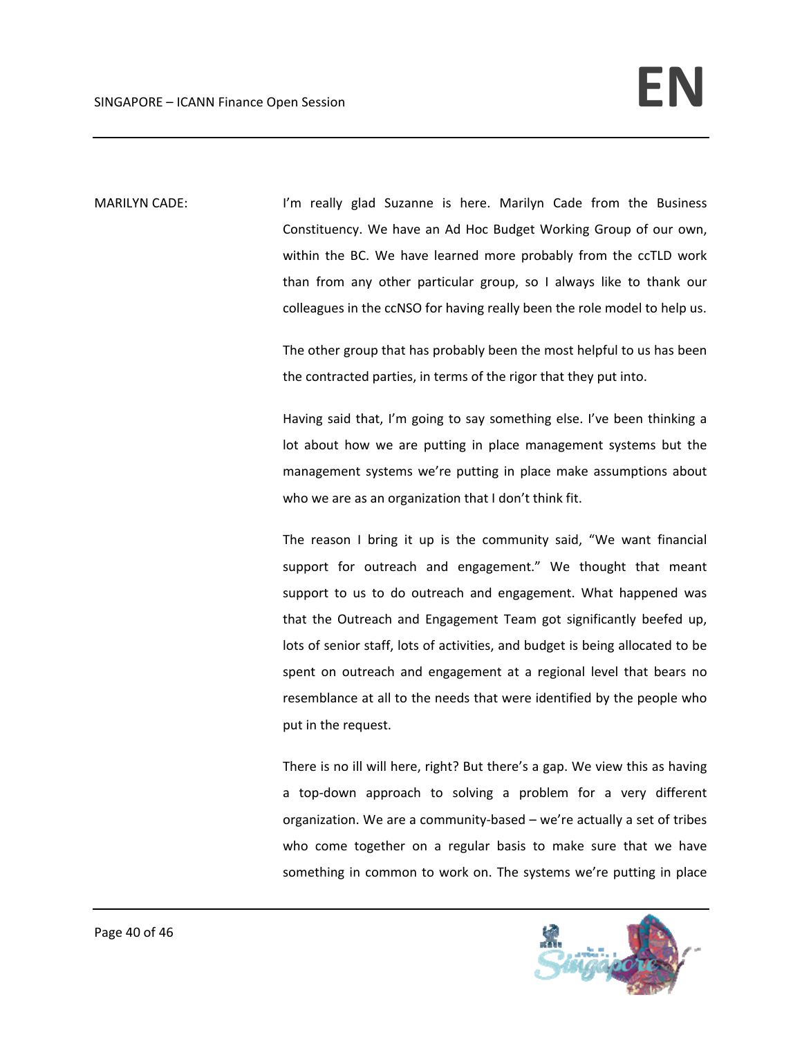MARILYN CADE: I'm really glad Suzanne is here. Marilyn Cade from the Business Constituency. We have an Ad Hoc Budget Working Group of our own, within the BC. We have learned more probably from the ccTLD work than from any other particular group, so I always like to thank our colleagues in the ccNSO for having really been the role model to help us.

The other group that has probably been the most helpful to us has been the contracted parties, in terms of the rigor that they put into.

Having said that, I'm going to say something else. I've been thinking a lot about how we are putting in place management systems but the management systems we're putting in place make assumptions about who we are as an organization that I don't think fit.

The reason I bring it up is the community said, "We want financial support for outreach and engagement." We thought that meant support to us to do outreach and engagement. What happened was that the Outreach and Engagement Team got significantly beefed up, lots of senior staff, lots of activities, and budget is being allocated to be spent on outreach and engagement at a regional level that bears no resemblance at all to the needs that were identified by the people who put in the request.

There is no ill will here, right? But there's a gap. We view this as having a top-down approach to solving a problem for a very different organization. We are a community-based – we're actually a set of tribes who come together on a regular basis to make sure that we have something in common to work on. The systems we're putting in place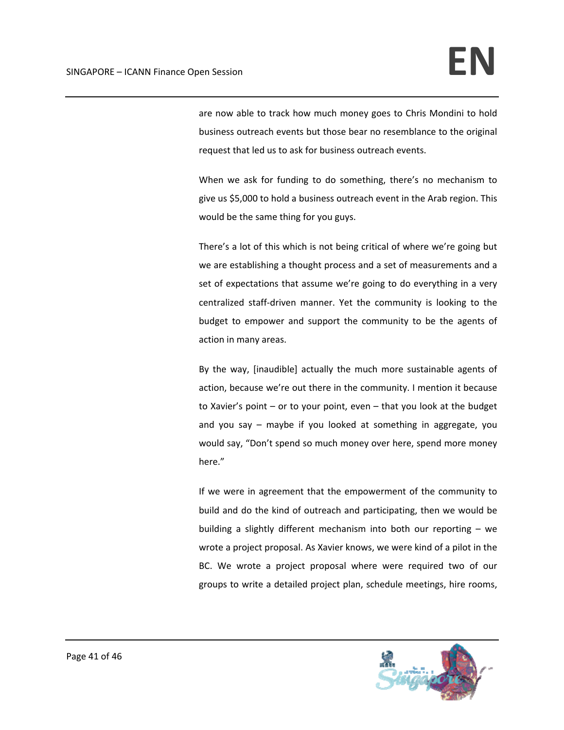are now able to track how much money goes to Chris Mondini to hold business outreach events but those bear no resemblance to the original request that led us to ask for business outreach events.

When we ask for funding to do something, there's no mechanism to give us $5,000 to hold a business outreach event in the Arab region. This would be the same thing for you guys.

There's a lot of this which is not being critical of where we're going but we are establishing a thought process and a set of measurements and a set of expectations that assume we're going to do everything in a very centralized staff-driven manner. Yet the community is looking to the budget to empower and support the community to be the agents of action in many areas.

By the way, [inaudible] actually the much more sustainable agents of action, because we're out there in the community. I mention it because to Xavier's point – or to your point, even – that you look at the budget and you say – maybe if you looked at something in aggregate, you would say, "Don't spend so much money over here, spend more money here."

If we were in agreement that the empowerment of the community to build and do the kind of outreach and participating, then we would be building a slightly different mechanism into both our reporting – we wrote a project proposal. As Xavier knows, we were kind of a pilot in the BC. We wrote a project proposal where were required two of our groups to write a detailed project plan, schedule meetings, hire rooms,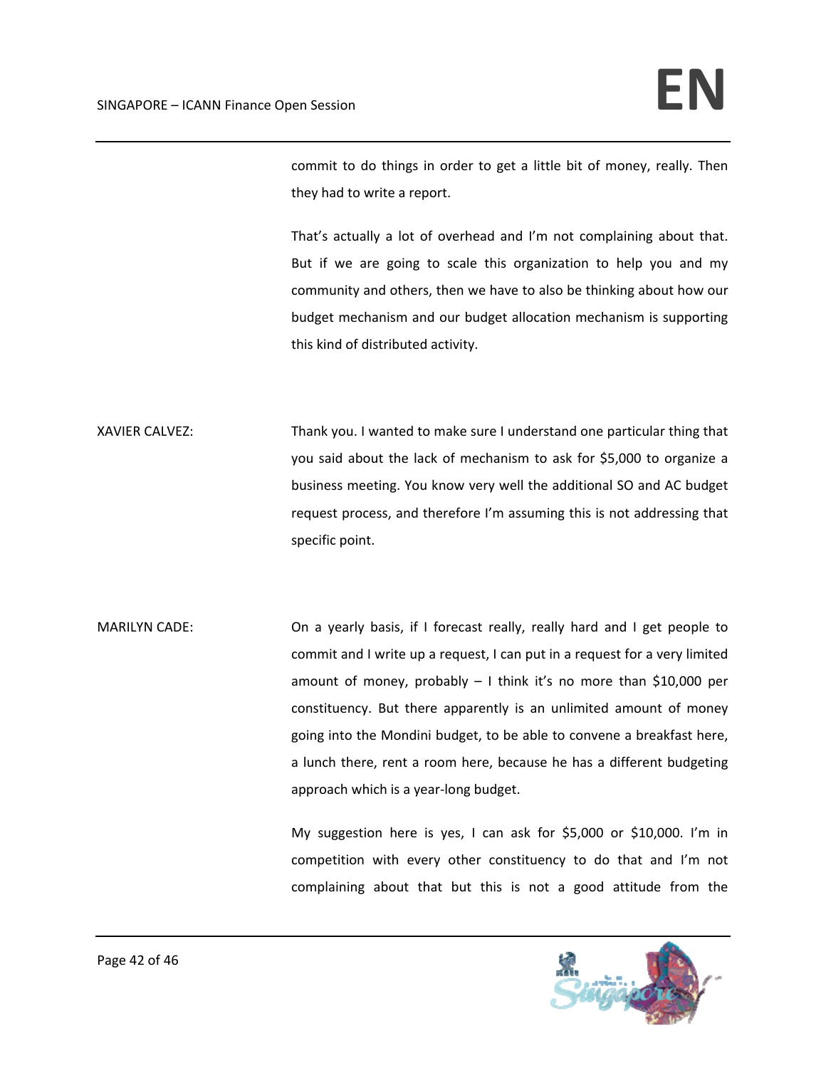commit to do things in order to get a little bit of money, really. Then they had to write a report.

That's actually a lot of overhead and I'm not complaining about that. But if we are going to scale this organization to help you and my community and others, then we have to also be thinking about how our budget mechanism and our budget allocation mechanism is supporting this kind of distributed activity.

XAVIER CALVEZ: Thank you. I wanted to make sure I understand one particular thing that you said about the lack of mechanism to ask for $5,000 to organize a business meeting. You know very well the additional SO and AC budget request process, and therefore I'm assuming this is not addressing that specific point.

MARILYN CADE: On a yearly basis, if I forecast really, really hard and I get people to commit and I write up a request, I can put in a request for a very limited amount of money, probably – I think it's no more than $10,000 per constituency. But there apparently is an unlimited amount of money going into the Mondini budget, to be able to convene a breakfast here, a lunch there, rent a room here, because he has a different budgeting approach which is a year-long budget.

My suggestion here is yes, I can ask for $5,000 or $10,000. I'm in competition with every other constituency to do that and I'm not complaining about that but this is not a good attitude from the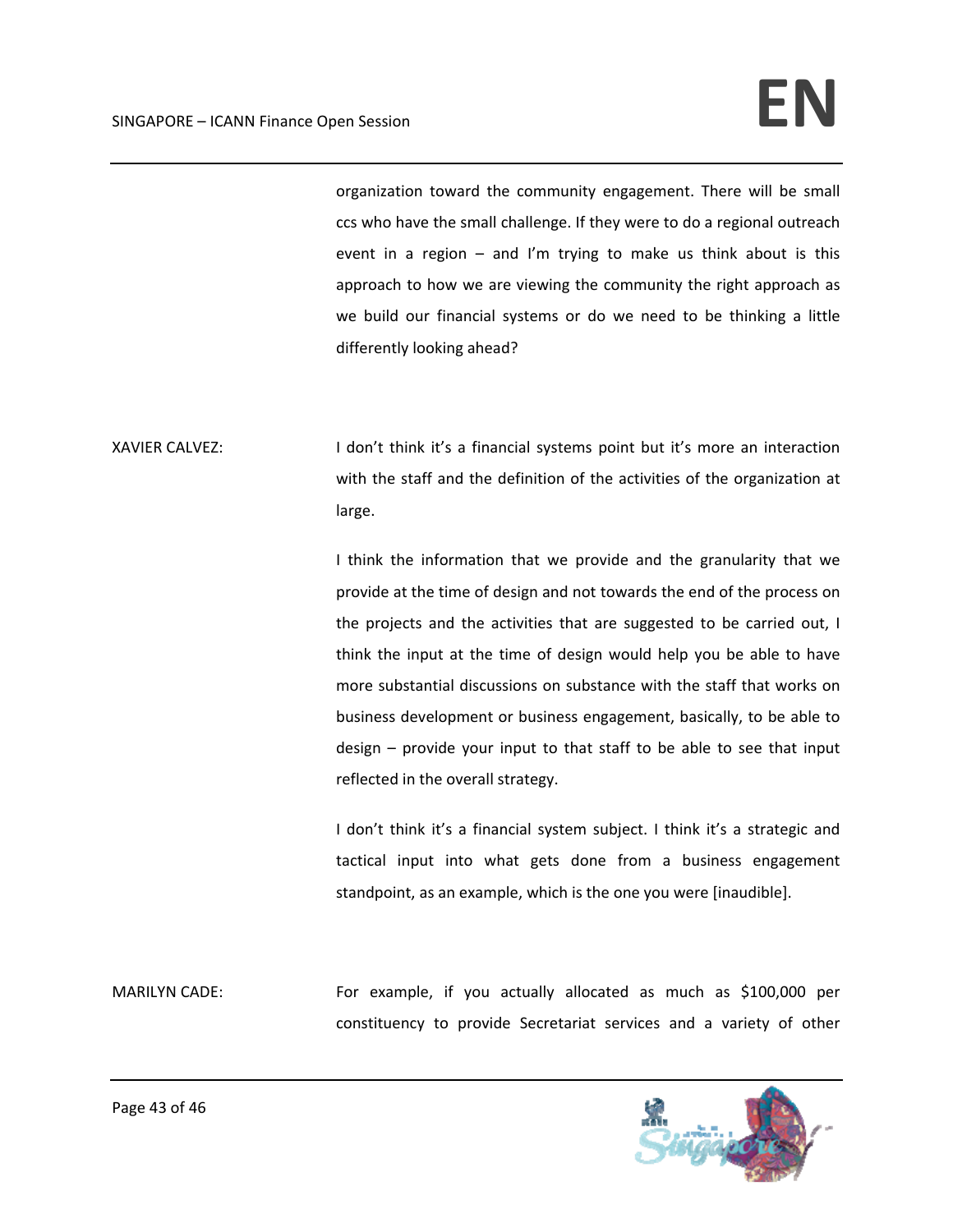organization toward the community engagement. There will be small ccs who have the small challenge. If they were to do a regional outreach event in a region – and I'm trying to make us think about is this approach to how we are viewing the community the right approach as we build our financial systems or do we need to be thinking a little differently looking ahead?

XAVIER CALVEZ: I don't think it's a financial systems point but it's more an interaction with the staff and the definition of the activities of the organization at large.

I think the information that we provide and the granularity that we provide at the time of design and not towards the end of the process on the projects and the activities that are suggested to be carried out, I think the input at the time of design would help you be able to have more substantial discussions on substance with the staff that works on business development or business engagement, basically, to be able to design – provide your input to that staff to be able to see that input reflected in the overall strategy.

I don't think it's a financial system subject. I think it's a strategic and tactical input into what gets done from a business engagement standpoint, as an example, which is the one you were [inaudible].

MARILYN CADE: For example, if you actually allocated as much as $100,000 per constituency to provide Secretariat services and a variety of other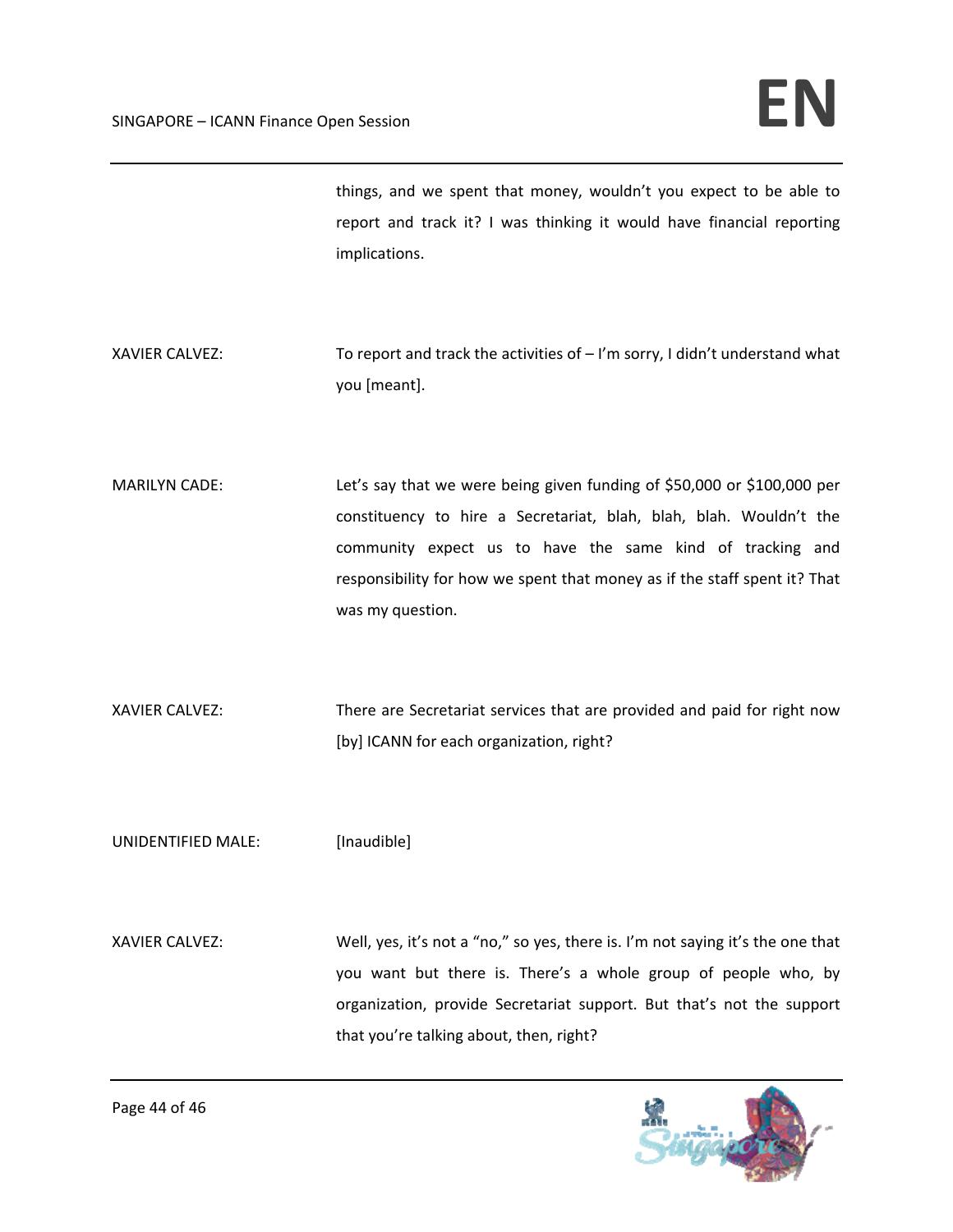things, and we spent that money, wouldn't you expect to be able to report and track it? I was thinking it would have financial reporting implications.

XAVIER CALVEZ: To report and track the activities of – I'm sorry, I didn't understand what you [meant].

MARILYN CADE: Let's say that we were being given funding of $50,000 or $100,000 per constituency to hire a Secretariat, blah, blah, blah. Wouldn't the community expect us to have the same kind of tracking and responsibility for how we spent that money as if the staff spent it? That was my question.

XAVIER CALVEZ: There are Secretariat services that are provided and paid for right now [by] ICANN for each organization, right?

UNIDENTIFIED MALE: [Inaudible]

XAVIER CALVEZ: Well, yes, it's not a "no," so yes, there is. I'm not saying it's the one that you want but there is. There's a whole group of people who, by organization, provide Secretariat support. But that's not the support that you're talking about, then, right?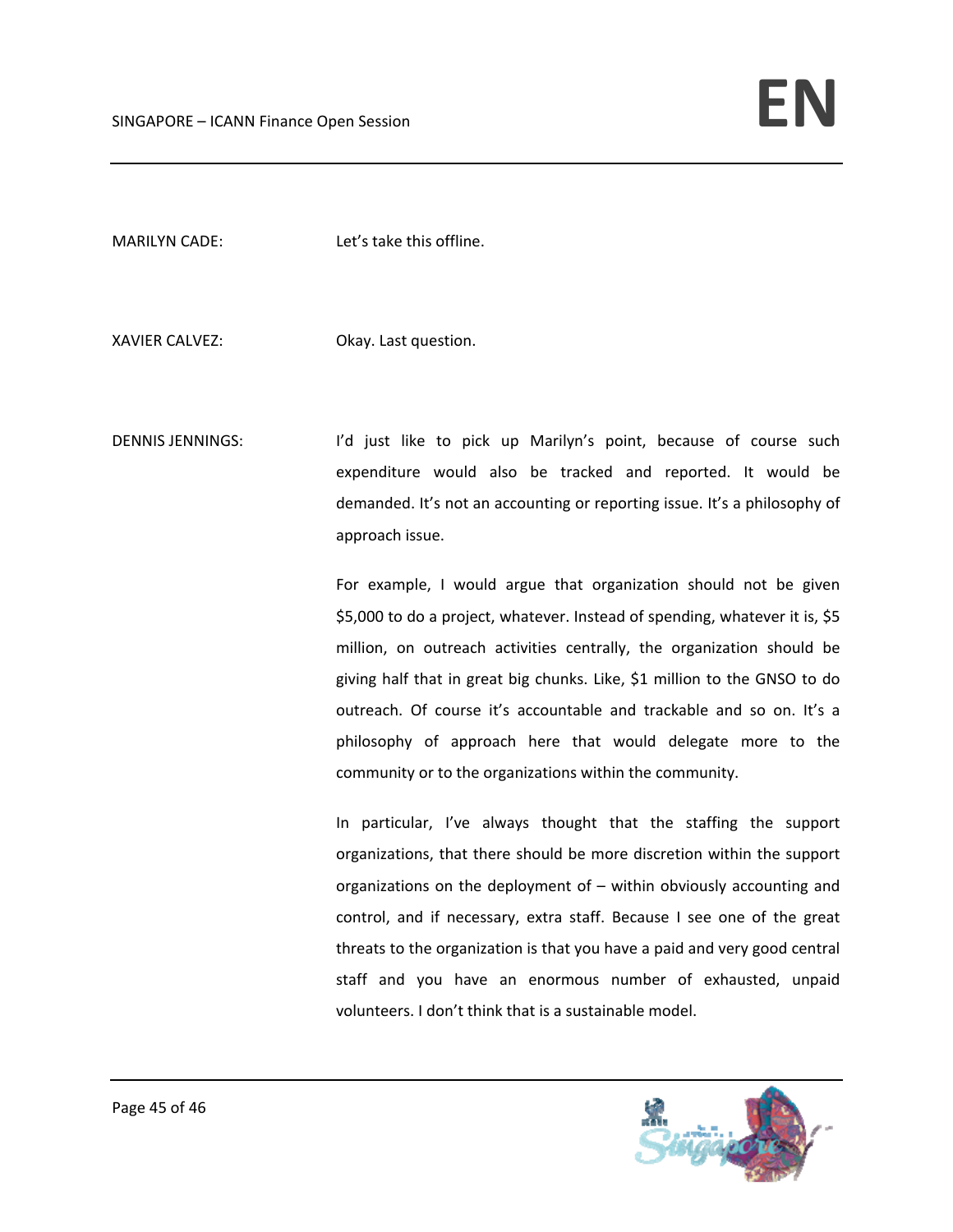MARILYN CADE: Let's take this offline.

XAVIER CALVEZ: Okay. Last question.

DENNIS JENNINGS: I'd just like to pick up Marilyn's point, because of course such expenditure would also be tracked and reported. It would be demanded. It's not an accounting or reporting issue. It's a philosophy of approach issue.

For example, I would argue that organization should not be given $5,000 to do a project, whatever. Instead of spending, whatever it is, $5 million, on outreach activities centrally, the organization should be giving half that in great big chunks. Like, $1 million to the GNSO to do outreach. Of course it's accountable and trackable and so on. It's a philosophy of approach here that would delegate more to the community or to the organizations within the community.

In particular, I've always thought that the staffing the support organizations, that there should be more discretion within the support organizations on the deployment of – within obviously accounting and control, and if necessary, extra staff. Because I see one of the great threats to the organization is that you have a paid and very good central staff and you have an enormous number of exhausted, unpaid volunteers. I don't think that is a sustainable model.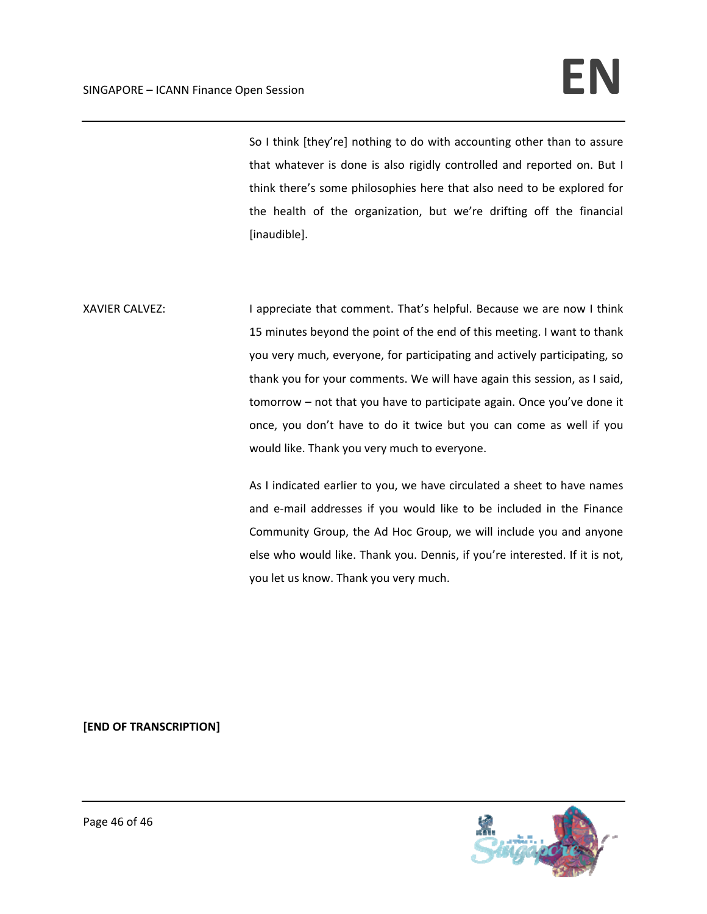So I think [they're] nothing to do with accounting other than to assure that whatever is done is also rigidly controlled and reported on. But I think there's some philosophies here that also need to be explored for the health of the organization, but we're drifting off the financial [inaudible].

XAVIER CALVEZ: I appreciate that comment. That's helpful. Because we are now I think 15 minutes beyond the point of the end of this meeting. I want to thank you very much, everyone, for participating and actively participating, so thank you for your comments. We will have again this session, as I said, tomorrow – not that you have to participate again. Once you've done it once, you don't have to do it twice but you can come as well if you would like. Thank you very much to everyone.

As I indicated earlier to you, we have circulated a sheet to have names and e-mail addresses if you would like to be included in the Finance Community Group, the Ad Hoc Group, we will include you and anyone else who would like. Thank you. Dennis, if you're interested. If it is not, you let us know. Thank you very much.

**[END OF TRANSCRIPTION]**